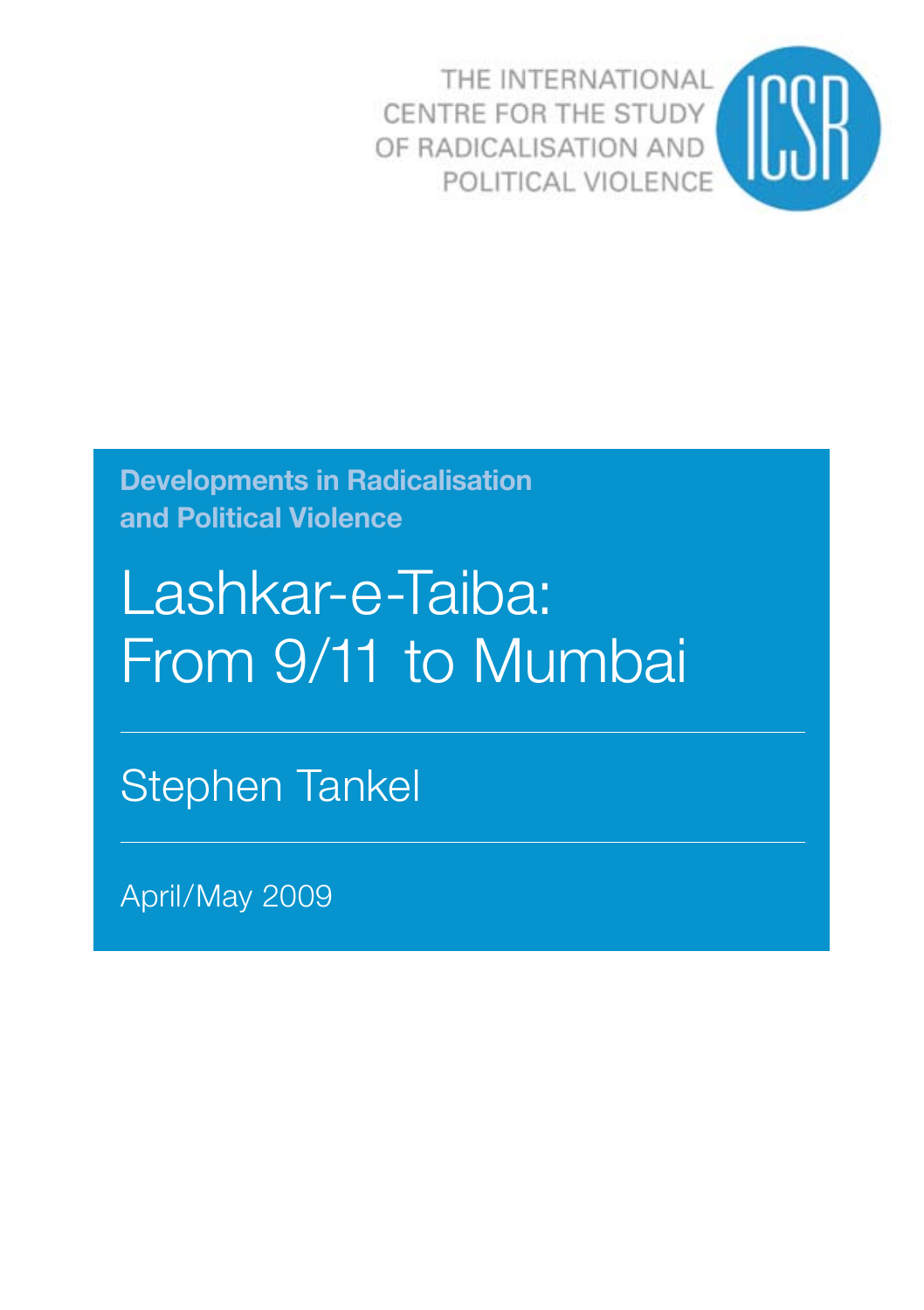THE INTERNATIONAL CENTRE FOR THE STUDY OF RADICALISATION AND POLITICAL VIOLENCE

ICSR

**Developments in Radicalisation and Political Violence**

# Lashkar-e-Taiba: From 9/11 to Mumbai

Stephen Tankel

April/May 2009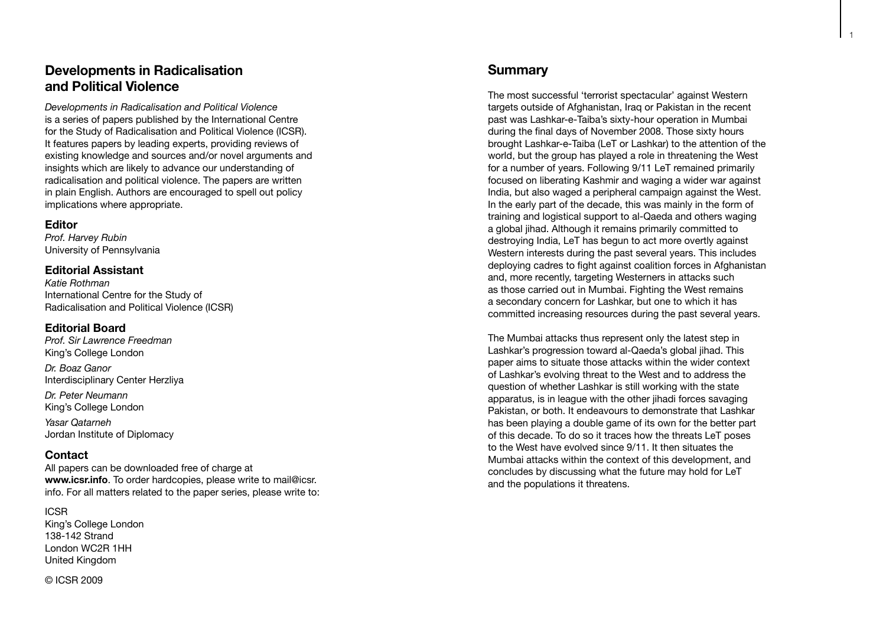## Developments in Radicalisation and Political Violence

*Developments in Radicalisation and Political Violence* is a series of papers published by the International Centre for the Study of Radicalisation and Political Violence (ICSR). It features papers by leading experts, providing reviews of existing knowledge and sources and/or novel arguments and insights which are likely to advance our understanding of radicalisation and political violence. The papers are written in plain English. Authors are encouraged to spell out policy implications where appropriate.

### Editor

*Prof. Harvey Rubin*
University of Pennsylvania

### Editorial Assistant

*Katie Rothman*
International Centre for the Study of Radicalisation and Political Violence (ICSR)

### Editorial Board

*Prof. Sir Lawrence Freedman*
King's College London

*Dr. Boaz Ganor*
Interdisciplinary Center Herzliya

*Dr. Peter Neumann*
King's College London

*Yasar Qatarneh*
Jordan Institute of Diplomacy

### Contact

All papers can be downloaded free of charge at **www.icsr.info**. To order hardcopies, please write to mail@icsr.info. For all matters related to the paper series, please write to:

ICSR
King's College London
138-142 Strand
London WC2R 1HH
United Kingdom

© ICSR 2009

## Summary

The most successful 'terrorist spectacular' against Western targets outside of Afghanistan, Iraq or Pakistan in the recent past was Lashkar-e-Taiba's sixty-hour operation in Mumbai during the final days of November 2008. Those sixty hours brought Lashkar-e-Taiba (LeT or Lashkar) to the attention of the world, but the group has played a role in threatening the West for a number of years. Following 9/11 LeT remained primarily focused on liberating Kashmir and waging a wider war against India, but also waged a peripheral campaign against the West. In the early part of the decade, this was mainly in the form of training and logistical support to al-Qaeda and others waging a global jihad. Although it remains primarily committed to destroying India, LeT has begun to act more overtly against Western interests during the past several years. This includes deploying cadres to fight against coalition forces in Afghanistan and, more recently, targeting Westerners in attacks such as those carried out in Mumbai. Fighting the West remains a secondary concern for Lashkar, but one to which it has committed increasing resources during the past several years.

The Mumbai attacks thus represent only the latest step in Lashkar's progression toward al-Qaeda's global jihad. This paper aims to situate those attacks within the wider context of Lashkar's evolving threat to the West and to address the question of whether Lashkar is still working with the state apparatus, is in league with the other jihadi forces savaging Pakistan, or both. It endeavours to demonstrate that Lashkar has been playing a double game of its own for the better part of this decade. To do so it traces how the threats LeT poses to the West have evolved since 9/11. It then situates the Mumbai attacks within the context of this development, and concludes by discussing what the future may hold for LeT and the populations it threatens.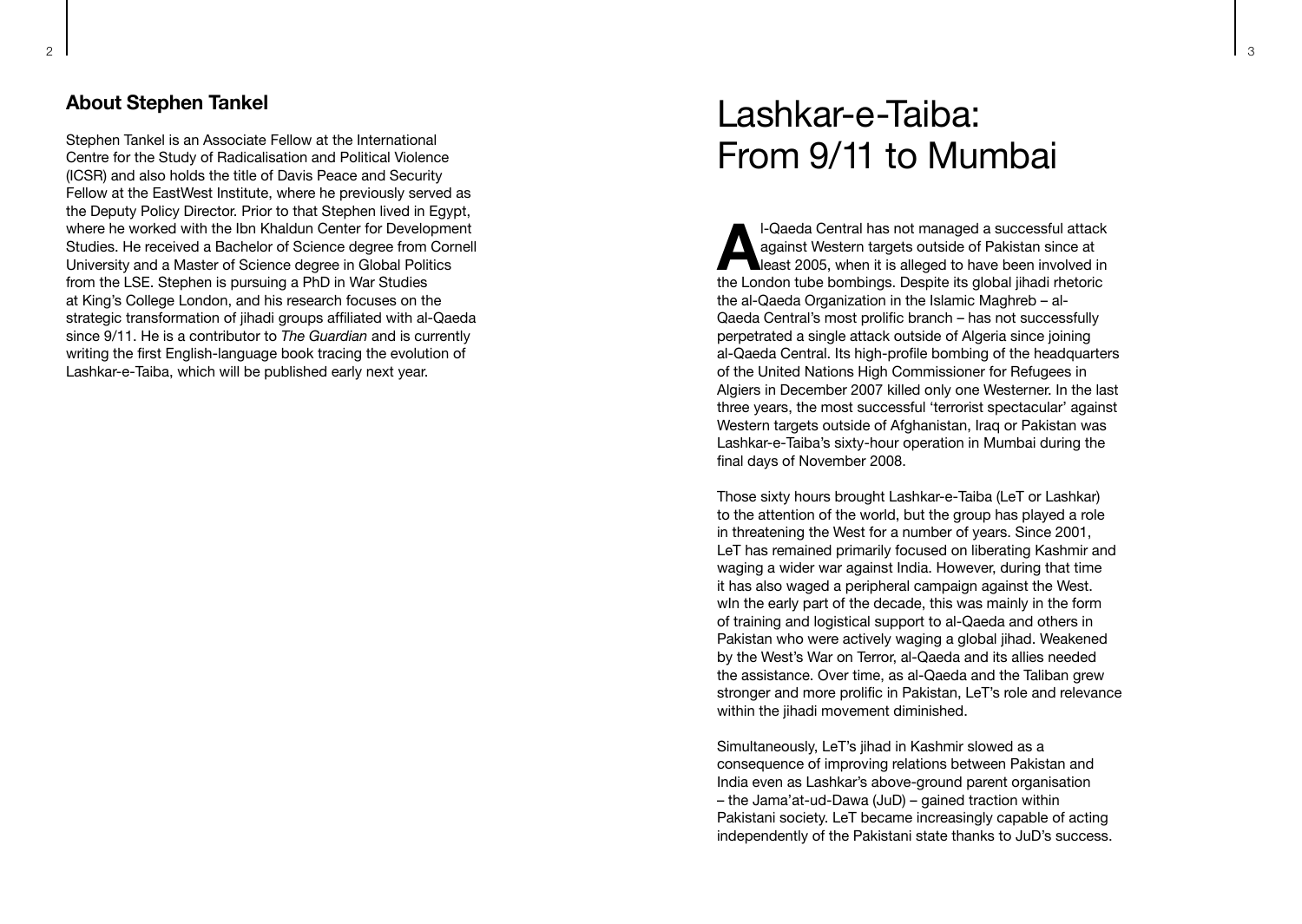## About Stephen Tankel

Stephen Tankel is an Associate Fellow at the International Centre for the Study of Radicalisation and Political Violence (ICSR) and also holds the title of Davis Peace and Security Fellow at the EastWest Institute, where he previously served as the Deputy Policy Director. Prior to that Stephen lived in Egypt, where he worked with the Ibn Khaldun Center for Development Studies. He received a Bachelor of Science degree from Cornell University and a Master of Science degree in Global Politics from the LSE. Stephen is pursuing a PhD in War Studies at King's College London, and his research focuses on the strategic transformation of jihadi groups affiliated with al-Qaeda since 9/11. He is a contributor to *The Guardian* and is currently writing the first English-language book tracing the evolution of Lashkar-e-Taiba, which will be published early next year.

# Lashkar-e-Taiba: From 9/11 to Mumbai

Al-Qaeda Central has not managed a successful attack against Western targets outside of Pakistan since at least 2005, when it is alleged to have been involved in the London tube bombings. Despite its global jihadi rhetoric the al-Qaeda Organization in the Islamic Maghreb – al-Qaeda Central's most prolific branch – has not successfully perpetrated a single attack outside of Algeria since joining al-Qaeda Central. Its high-profile bombing of the headquarters of the United Nations High Commissioner for Refugees in Algiers in December 2007 killed only one Westerner. In the last three years, the most successful 'terrorist spectacular' against Western targets outside of Afghanistan, Iraq or Pakistan was Lashkar-e-Taiba's sixty-hour operation in Mumbai during the final days of November 2008.

Those sixty hours brought Lashkar-e-Taiba (LeT or Lashkar) to the attention of the world, but the group has played a role in threatening the West for a number of years. Since 2001, LeT has remained primarily focused on liberating Kashmir and waging a wider war against India. However, during that time it has also waged a peripheral campaign against the West. wIn the early part of the decade, this was mainly in the form of training and logistical support to al-Qaeda and others in Pakistan who were actively waging a global jihad. Weakened by the West's War on Terror, al-Qaeda and its allies needed the assistance. Over time, as al-Qaeda and the Taliban grew stronger and more prolific in Pakistan, LeT's role and relevance within the jihadi movement diminished.

Simultaneously, LeT's jihad in Kashmir slowed as a consequence of improving relations between Pakistan and India even as Lashkar's above-ground parent organisation – the Jama'at-ud-Dawa (JuD) – gained traction within Pakistani society. LeT became increasingly capable of acting independently of the Pakistani state thanks to JuD's success.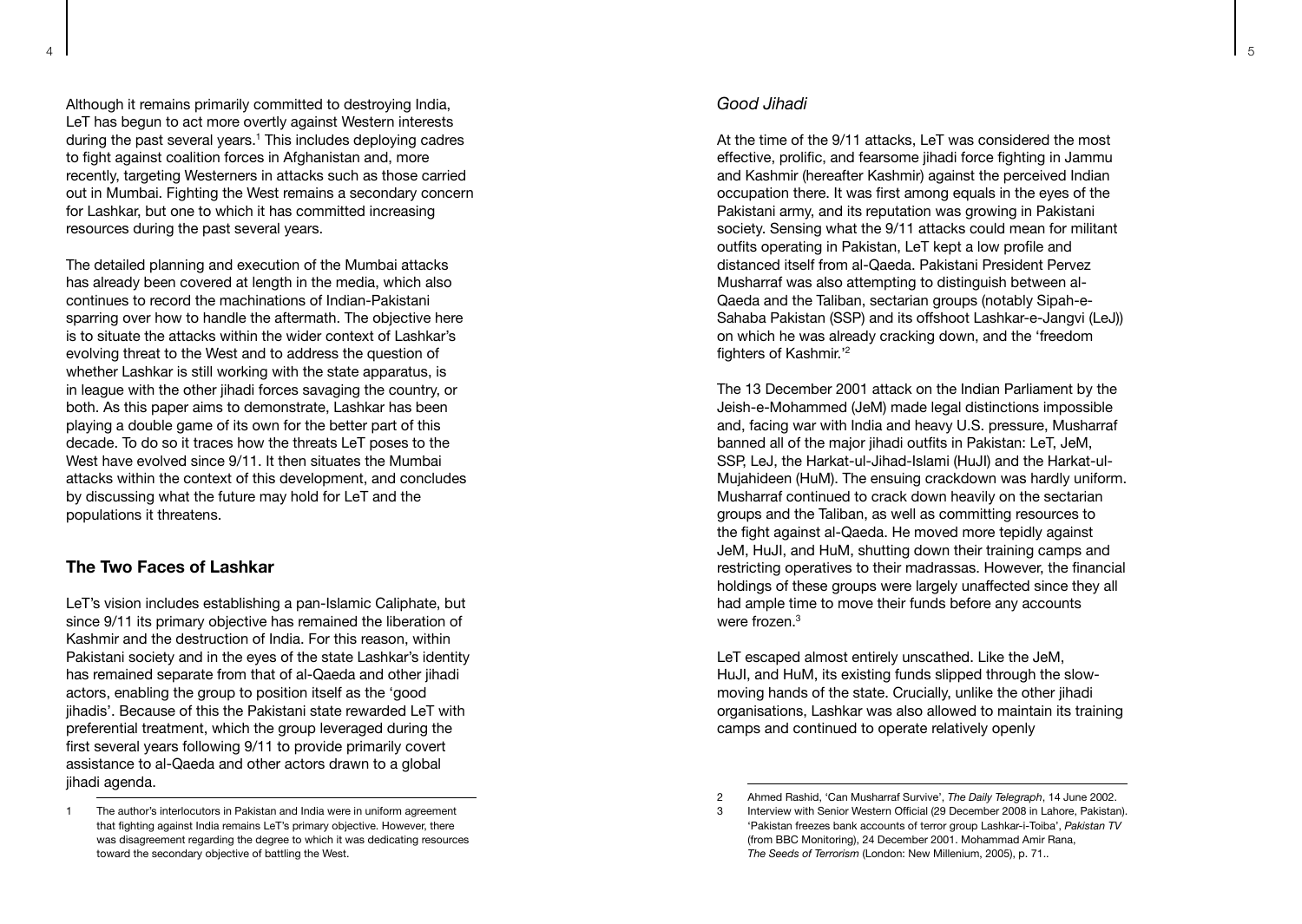Although it remains primarily committed to destroying India, LeT has begun to act more overtly against Western interests during the past several years.[1] This includes deploying cadres to fight against coalition forces in Afghanistan and, more recently, targeting Westerners in attacks such as those carried out in Mumbai. Fighting the West remains a secondary concern for Lashkar, but one to which it has committed increasing resources during the past several years.

The detailed planning and execution of the Mumbai attacks has already been covered at length in the media, which also continues to record the machinations of Indian-Pakistani sparring over how to handle the aftermath. The objective here is to situate the attacks within the wider context of Lashkar's evolving threat to the West and to address the question of whether Lashkar is still working with the state apparatus, is in league with the other jihadi forces savaging the country, or both. As this paper aims to demonstrate, Lashkar has been playing a double game of its own for the better part of this decade. To do so it traces how the threats LeT poses to the West have evolved since 9/11. It then situates the Mumbai attacks within the context of this development, and concludes by discussing what the future may hold for LeT and the populations it threatens.

## The Two Faces of Lashkar

LeT's vision includes establishing a pan-Islamic Caliphate, but since 9/11 its primary objective has remained the liberation of Kashmir and the destruction of India. For this reason, within Pakistani society and in the eyes of the state Lashkar's identity has remained separate from that of al-Qaeda and other jihadi actors, enabling the group to position itself as the 'good jihadis'. Because of this the Pakistani state rewarded LeT with preferential treatment, which the group leveraged during the first several years following 9/11 to provide primarily covert assistance to al-Qaeda and other actors drawn to a global jihadi agenda.

### *Good Jihadi*

At the time of the 9/11 attacks, LeT was considered the most effective, prolific, and fearsome jihadi force fighting in Jammu and Kashmir (hereafter Kashmir) against the perceived Indian occupation there. It was first among equals in the eyes of the Pakistani army, and its reputation was growing in Pakistani society. Sensing what the 9/11 attacks could mean for militant outfits operating in Pakistan, LeT kept a low profile and distanced itself from al-Qaeda. Pakistani President Pervez Musharraf was also attempting to distinguish between al-Qaeda and the Taliban, sectarian groups (notably Sipah-e-Sahaba Pakistan (SSP) and its offshoot Lashkar-e-Jangvi (LeJ)) on which he was already cracking down, and the 'freedom fighters of Kashmir.'[2]

The 13 December 2001 attack on the Indian Parliament by the Jeish-e-Mohammed (JeM) made legal distinctions impossible and, facing war with India and heavy U.S. pressure, Musharraf banned all of the major jihadi outfits in Pakistan: LeT, JeM, SSP, LeJ, the Harkat-ul-Jihad-Islami (HuJI) and the Harkat-ul-Mujahideen (HuM). The ensuing crackdown was hardly uniform. Musharraf continued to crack down heavily on the sectarian groups and the Taliban, as well as committing resources to the fight against al-Qaeda. He moved more tepidly against JeM, HuJI, and HuM, shutting down their training camps and restricting operatives to their madrassas. However, the financial holdings of these groups were largely unaffected since they all had ample time to move their funds before any accounts were frozen.[3]

LeT escaped almost entirely unscathed. Like the JeM, HuJI, and HuM, its existing funds slipped through the slow-moving hands of the state. Crucially, unlike the other jihadi organisations, Lashkar was also allowed to maintain its training camps and continued to operate relatively openly

---

1 The author's interlocutors in Pakistan and India were in uniform agreement that fighting against India remains LeT's primary objective. However, there was disagreement regarding the degree to which it was dedicating resources toward the secondary objective of battling the West.

2 Ahmed Rashid, 'Can Musharraf Survive', *The Daily Telegraph*, 14 June 2002.

3 Interview with Senior Western Official (29 December 2008 in Lahore, Pakistan). 'Pakistan freezes bank accounts of terror group Lashkar-i-Toiba', *Pakistan TV* (from BBC Monitoring), 24 December 2001. Mohammad Amir Rana, *The Seeds of Terrorism* (London: New Millenium, 2005), p. 71..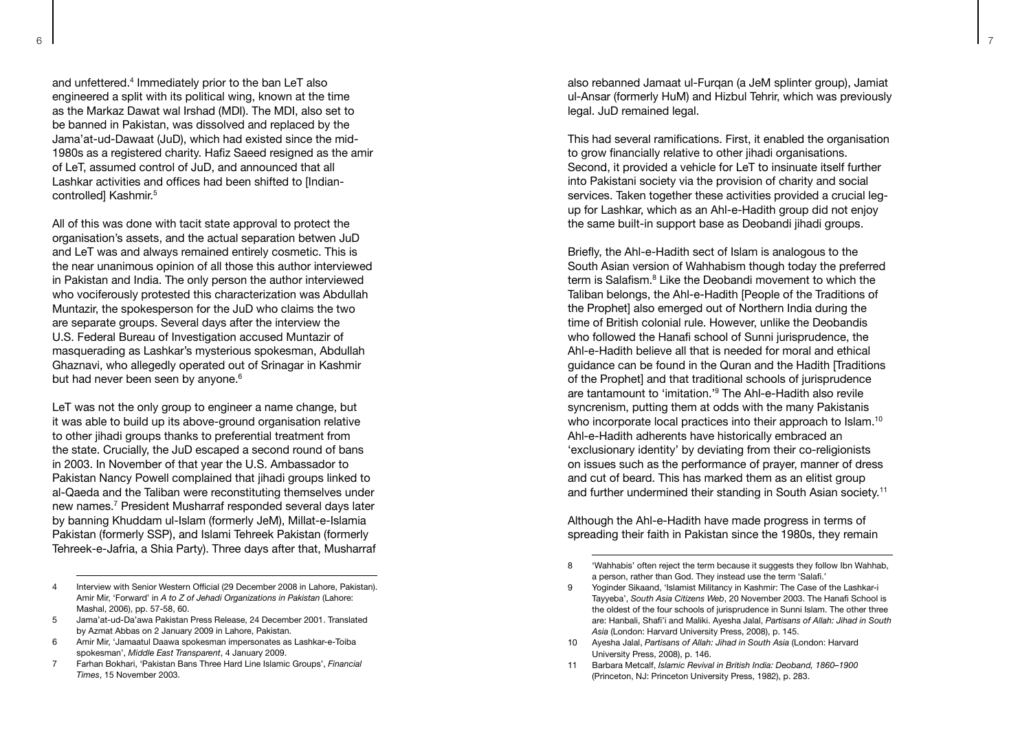and unfettered.[4] Immediately prior to the ban LeT also engineered a split with its political wing, known at the time as the Markaz Dawat wal Irshad (MDI). The MDI, also set to be banned in Pakistan, was dissolved and replaced by the Jama'at-ud-Dawaat (JuD), which had existed since the mid-1980s as a registered charity. Hafiz Saeed resigned as the amir of LeT, assumed control of JuD, and announced that all Lashkar activities and offices had been shifted to [Indian-controlled] Kashmir.[5]

All of this was done with tacit state approval to protect the organisation's assets, and the actual separation betwen JuD and LeT was and always remained entirely cosmetic. This is the near unanimous opinion of all those this author interviewed in Pakistan and India. The only person the author interviewed who vociferously protested this characterization was Abdullah Muntazir, the spokesperson for the JuD who claims the two are separate groups. Several days after the interview the U.S. Federal Bureau of Investigation accused Muntazir of masquerading as Lashkar's mysterious spokesman, Abdullah Ghaznavi, who allegedly operated out of Srinagar in Kashmir but had never been seen by anyone.[6]

LeT was not the only group to engineer a name change, but it was able to build up its above-ground organisation relative to other jihadi groups thanks to preferential treatment from the state. Crucially, the JuD escaped a second round of bans in 2003. In November of that year the U.S. Ambassador to Pakistan Nancy Powell complained that jihadi groups linked to al-Qaeda and the Taliban were reconstituting themselves under new names.[7] President Musharraf responded several days later by banning Khuddam ul-Islam (formerly JeM), Millat-e-Islamia Pakistan (formerly SSP), and Islami Tehreek Pakistan (formerly Tehreek-e-Jafria, a Shia Party). Three days after that, Musharraf also rebanned Jamaat ul-Furqan (a JeM splinter group), Jamiat ul-Ansar (formerly HuM) and Hizbul Tehrir, which was previously legal. JuD remained legal.

This had several ramifications. First, it enabled the organisation to grow financially relative to other jihadi organisations. Second, it provided a vehicle for LeT to insinuate itself further into Pakistani society via the provision of charity and social services. Taken together these activities provided a crucial leg-up for Lashkar, which as an Ahl-e-Hadith group did not enjoy the same built-in support base as Deobandi jihadi groups.

Briefly, the Ahl-e-Hadith sect of Islam is analogous to the South Asian version of Wahhabism though today the preferred term is Salafism.[8] Like the Deobandi movement to which the Taliban belongs, the Ahl-e-Hadith [People of the Traditions of the Prophet] also emerged out of Northern India during the time of British colonial rule. However, unlike the Deobandis who followed the Hanafi school of Sunni jurisprudence, the Ahl-e-Hadith believe all that is needed for moral and ethical guidance can be found in the Quran and the Hadith [Traditions of the Prophet] and that traditional schools of jurisprudence are tantamount to 'imitation.'[9] The Ahl-e-Hadith also revile syncrenism, putting them at odds with the many Pakistanis who incorporate local practices into their approach to Islam.[10] Ahl-e-Hadith adherents have historically embraced an 'exclusionary identity' by deviating from their co-religionists on issues such as the performance of prayer, manner of dress and cut of beard. This has marked them as an elitist group and further undermined their standing in South Asian society.[11]

Although the Ahl-e-Hadith have made progress in terms of spreading their faith in Pakistan since the 1980s, they remain

---

4 Interview with Senior Western Official (29 December 2008 in Lahore, Pakistan). Amir Mir, 'Forward' in *A to Z of Jehadi Organizations in Pakistan* (Lahore: Mashal, 2006), pp. 57-58, 60.

5 Jama'at-ud-Da'awa Pakistan Press Release, 24 December 2001. Translated by Azmat Abbas on 2 January 2009 in Lahore, Pakistan.

6 Amir Mir, 'Jamaatul Daawa spokesman impersonates as Lashkar-e-Toiba spokesman', *Middle East Transparent*, 4 January 2009.

7 Farhan Bokhari, 'Pakistan Bans Three Hard Line Islamic Groups', *Financial Times*, 15 November 2003.

8 'Wahhabis' often reject the term because it suggests they follow Ibn Wahhab, a person, rather than God. They instead use the term 'Salafi.'

9 Yoginder Sikaand, 'Islamist Militancy in Kashmir: The Case of the Lashkar-i Tayyeba', *South Asia Citizens Web*, 20 November 2003. The Hanafi School is the oldest of the four schools of jurisprudence in Sunni Islam. The other three are: Hanbali, Shafi'i and Maliki. Ayesha Jalal, *Partisans of Allah: Jihad in South Asia* (London: Harvard University Press, 2008), p. 145.

10 Ayesha Jalal, *Partisans of Allah: Jihad in South Asia* (London: Harvard University Press, 2008), p. 146.

11 Barbara Metcalf, *Islamic Revival in British India: Deoband, 1860–1900* (Princeton, NJ: Princeton University Press, 1982), p. 283.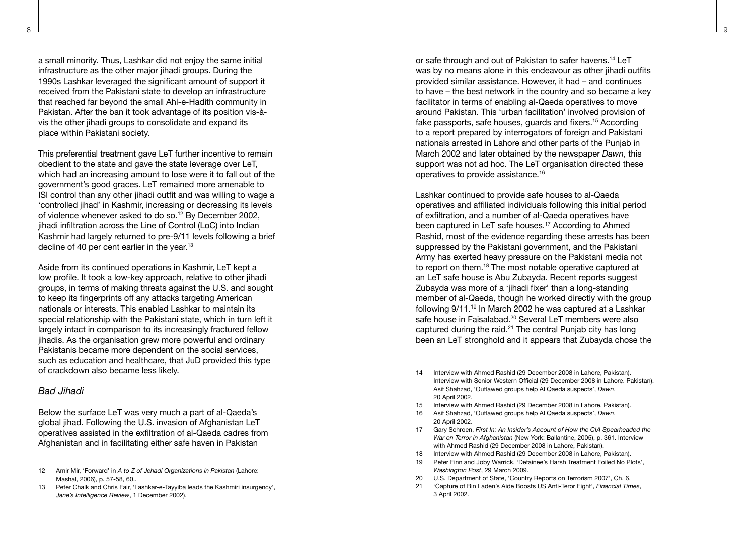a small minority. Thus, Lashkar did not enjoy the same initial infrastructure as the other major jihadi groups. During the 1990s Lashkar leveraged the significant amount of support it received from the Pakistani state to develop an infrastructure that reached far beyond the small Ahl-e-Hadith community in Pakistan. After the ban it took advantage of its position vis-à-vis the other jihadi groups to consolidate and expand its place within Pakistani society.

This preferential treatment gave LeT further incentive to remain obedient to the state and gave the state leverage over LeT, which had an increasing amount to lose were it to fall out of the government's good graces. LeT remained more amenable to ISI control than any other jihadi outfit and was willing to wage a 'controlled jihad' in Kashmir, increasing or decreasing its levels of violence whenever asked to do so.[12] By December 2002, jihadi infiltration across the Line of Control (LoC) into Indian Kashmir had largely returned to pre-9/11 levels following a brief decline of 40 per cent earlier in the year.[13]

Aside from its continued operations in Kashmir, LeT kept a low profile. It took a low-key approach, relative to other jihadi groups, in terms of making threats against the U.S. and sought to keep its fingerprints off any attacks targeting American nationals or interests. This enabled Lashkar to maintain its special relationship with the Pakistani state, which in turn left it largely intact in comparison to its increasingly fractured fellow jihadis. As the organisation grew more powerful and ordinary Pakistanis became more dependent on the social services, such as education and healthcare, that JuD provided this type of crackdown also became less likely.

### *Bad Jihadi*

Below the surface LeT was very much a part of al-Qaeda's global jihad. Following the U.S. invasion of Afghanistan LeT operatives assisted in the exfiltration of al-Qaeda cadres from Afghanistan and in facilitating either safe haven in Pakistan or safe through and out of Pakistan to safer havens.[14] LeT was by no means alone in this endeavour as other jihadi outfits provided similar assistance. However, it had – and continues to have – the best network in the country and so became a key facilitator in terms of enabling al-Qaeda operatives to move around Pakistan. This 'urban facilitation' involved provision of fake passports, safe houses, guards and fixers.[15] According to a report prepared by interrogators of foreign and Pakistani nationals arrested in Lahore and other parts of the Punjab in March 2002 and later obtained by the newspaper *Dawn*, this support was not ad hoc. The LeT organisation directed these operatives to provide assistance.[16]

Lashkar continued to provide safe houses to al-Qaeda operatives and affiliated individuals following this initial period of exfiltration, and a number of al-Qaeda operatives have been captured in LeT safe houses.[17] According to Ahmed Rashid, most of the evidence regarding these arrests has been suppressed by the Pakistani government, and the Pakistani Army has exerted heavy pressure on the Pakistani media not to report on them.[18] The most notable operative captured at an LeT safe house is Abu Zubayda. Recent reports suggest Zubayda was more of a 'jihadi fixer' than a long-standing member of al-Qaeda, though he worked directly with the group following 9/11.[19] In March 2002 he was captured at a Lashkar safe house in Faisalabad.[20] Several LeT members were also captured during the raid.[21] The central Punjab city has long been an LeT stronghold and it appears that Zubayda chose the

---

12 Amir Mir, 'Forward' in *A to Z of Jehadi Organizations in Pakistan* (Lahore: Mashal, 2006), p. 57-58, 60..

13 Peter Chalk and Chris Fair, 'Lashkar-e-Tayyiba leads the Kashmiri insurgency', *Jane's Intelligence Review*, 1 December 2002).

14 Interview with Ahmed Rashid (29 December 2008 in Lahore, Pakistan). Interview with Senior Western Official (29 December 2008 in Lahore, Pakistan). Asif Shahzad, 'Outlawed groups help Al Qaeda suspects', *Dawn*, 20 April 2002.

15 Interview with Ahmed Rashid (29 December 2008 in Lahore, Pakistan).

16 Asif Shahzad, 'Outlawed groups help Al Qaeda suspects', *Dawn*, 20 April 2002.

17 Gary Schroen, *First In: An Insider's Account of How the CIA Spearheaded the War on Terror in Afghanistan* (New York: Ballantine, 2005), p. 361. Interview with Ahmed Rashid (29 December 2008 in Lahore, Pakistan).

18 Interview with Ahmed Rashid (29 December 2008 in Lahore, Pakistan).

19 Peter Finn and Joby Warrick, 'Detainee's Harsh Treatment Foiled No Plots', *Washington Post*, 29 March 2009.

20 U.S. Department of State, 'Country Reports on Terrorism 2007', Ch. 6.

21 'Capture of Bin Laden's Aide Boosts US Anti-Teror Fight', *Financial Times*, 3 April 2002.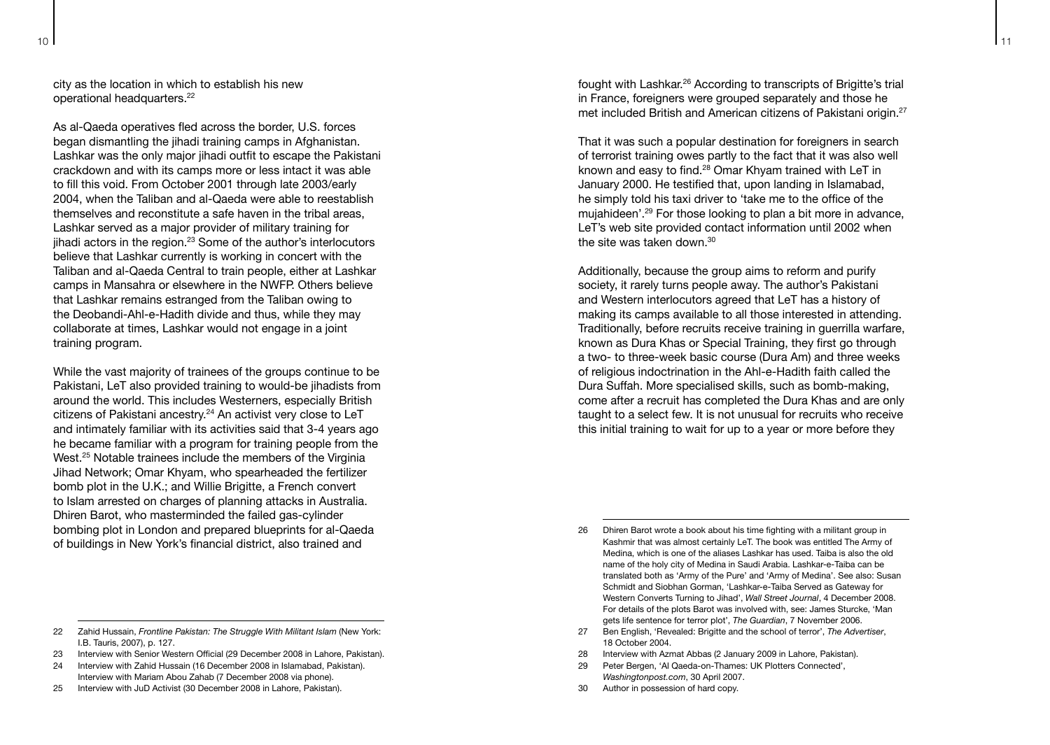city as the location in which to establish his new operational headquarters.[22]

As al-Qaeda operatives fled across the border, U.S. forces began dismantling the jihadi training camps in Afghanistan. Lashkar was the only major jihadi outfit to escape the Pakistani crackdown and with its camps more or less intact it was able to fill this void. From October 2001 through late 2003/early 2004, when the Taliban and al-Qaeda were able to reestablish themselves and reconstitute a safe haven in the tribal areas, Lashkar served as a major provider of military training for jihadi actors in the region.[23] Some of the author's interlocutors believe that Lashkar currently is working in concert with the Taliban and al-Qaeda Central to train people, either at Lashkar camps in Mansahra or elsewhere in the NWFP. Others believe that Lashkar remains estranged from the Taliban owing to the Deobandi-Ahl-e-Hadith divide and thus, while they may collaborate at times, Lashkar would not engage in a joint training program.

While the vast majority of trainees of the groups continue to be Pakistani, LeT also provided training to would-be jihadists from around the world. This includes Westerners, especially British citizens of Pakistani ancestry.[24] An activist very close to LeT and intimately familiar with its activities said that 3-4 years ago he became familiar with a program for training people from the West.[25] Notable trainees include the members of the Virginia Jihad Network; Omar Khyam, who spearheaded the fertilizer bomb plot in the U.K.; and Willie Brigitte, a French convert to Islam arrested on charges of planning attacks in Australia. Dhiren Barot, who masterminded the failed gas-cylinder bombing plot in London and prepared blueprints for al-Qaeda of buildings in New York's financial district, also trained and fought with Lashkar.[26] According to transcripts of Brigitte's trial in France, foreigners were grouped separately and those he met included British and American citizens of Pakistani origin.[27]

That it was such a popular destination for foreigners in search of terrorist training owes partly to the fact that it was also well known and easy to find.[28] Omar Khyam trained with LeT in January 2000. He testified that, upon landing in Islamabad, he simply told his taxi driver to 'take me to the office of the mujahideen'.[29] For those looking to plan a bit more in advance, LeT's web site provided contact information until 2002 when the site was taken down.[30]

Additionally, because the group aims to reform and purify society, it rarely turns people away. The author's Pakistani and Western interlocutors agreed that LeT has a history of making its camps available to all those interested in attending. Traditionally, before recruits receive training in guerrilla warfare, known as Dura Khas or Special Training, they first go through a two- to three-week basic course (Dura Am) and three weeks of religious indoctrination in the Ahl-e-Hadith faith called the Dura Suffah. More specialised skills, such as bomb-making, come after a recruit has completed the Dura Khas and are only taught to a select few. It is not unusual for recruits who receive this initial training to wait for up to a year or more before they

---

22 Zahid Hussain, *Frontline Pakistan: The Struggle With Militant Islam* (New York: I.B. Tauris, 2007), p. 127.

23 Interview with Senior Western Official (29 December 2008 in Lahore, Pakistan).

24 Interview with Zahid Hussain (16 December 2008 in Islamabad, Pakistan). Interview with Mariam Abou Zahab (7 December 2008 via phone).

25 Interview with JuD Activist (30 December 2008 in Lahore, Pakistan).

26 Dhiren Barot wrote a book about his time fighting with a militant group in Kashmir that was almost certainly LeT. The book was entitled The Army of Medina, which is one of the aliases Lashkar has used. Taiba is also the old name of the holy city of Medina in Saudi Arabia. Lashkar-e-Taiba can be translated both as 'Army of the Pure' and 'Army of Medina'. See also: Susan Schmidt and Siobhan Gorman, 'Lashkar-e-Taiba Served as Gateway for Western Converts Turning to Jihad', *Wall Street Journal*, 4 December 2008. For details of the plots Barot was involved with, see: James Sturcke, 'Man gets life sentence for terror plot', *The Guardian*, 7 November 2006.

27 Ben English, 'Revealed: Brigitte and the school of terror', *The Advertiser*, 18 October 2004.

28 Interview with Azmat Abbas (2 January 2009 in Lahore, Pakistan).

29 Peter Bergen, 'Al Qaeda-on-Thames: UK Plotters Connected', *Washingtonpost.com*, 30 April 2007.

30 Author in possession of hard copy.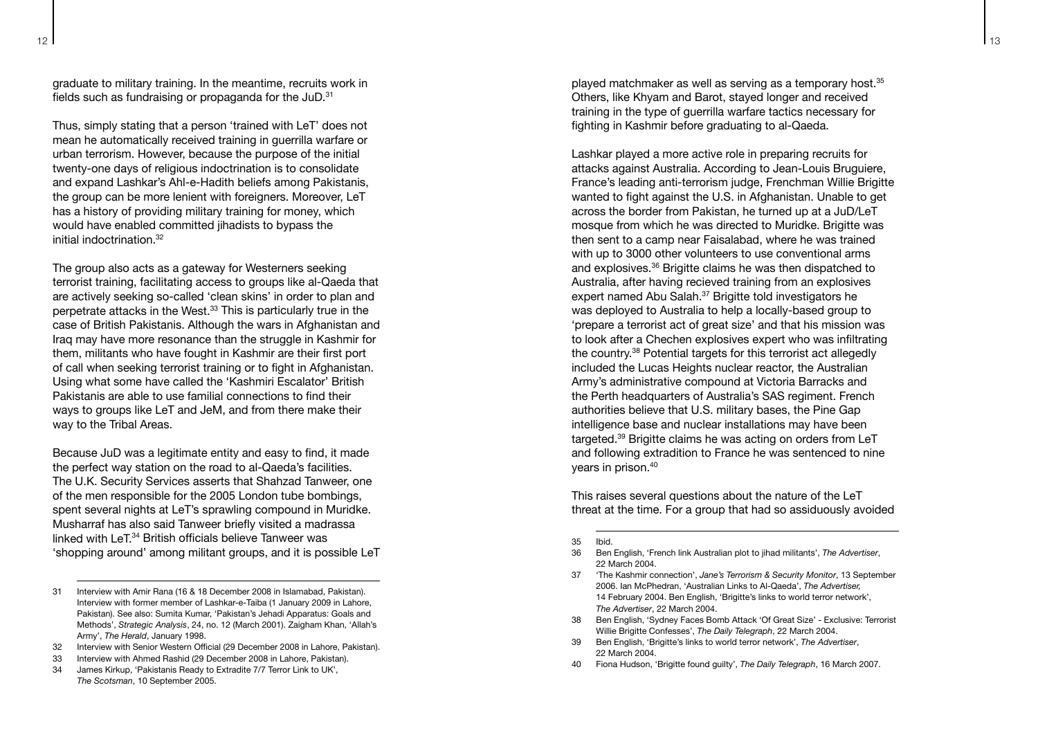graduate to military training. In the meantime, recruits work in fields such as fundraising or propaganda for the JuD.[31]

Thus, simply stating that a person 'trained with LeT' does not mean he automatically received training in guerrilla warfare or urban terrorism. However, because the purpose of the initial twenty-one days of religious indoctrination is to consolidate and expand Lashkar's Ahl-e-Hadith beliefs among Pakistanis, the group can be more lenient with foreigners. Moreover, LeT has a history of providing military training for money, which would have enabled committed jihadists to bypass the initial indoctrination.[32]

The group also acts as a gateway for Westerners seeking terrorist training, facilitating access to groups like al-Qaeda that are actively seeking so-called 'clean skins' in order to plan and perpetrate attacks in the West.[33] This is particularly true in the case of British Pakistanis. Although the wars in Afghanistan and Iraq may have more resonance than the struggle in Kashmir for them, militants who have fought in Kashmir are their first port of call when seeking terrorist training or to fight in Afghanistan. Using what some have called the 'Kashmiri Escalator' British Pakistanis are able to use familial connections to find their ways to groups like LeT and JeM, and from there make their way to the Tribal Areas.

Because JuD was a legitimate entity and easy to find, it made the perfect way station on the road to al-Qaeda's facilities. The U.K. Security Services asserts that Shahzad Tanweer, one of the men responsible for the 2005 London tube bombings, spent several nights at LeT's sprawling compound in Muridke. Musharraf has also said Tanweer briefly visited a madrassa linked with LeT.[34] British officials believe Tanweer was 'shopping around' among militant groups, and it is possible LeT played matchmaker as well as serving as a temporary host.[35] Others, like Khyam and Barot, stayed longer and received training in the type of guerrilla warfare tactics necessary for fighting in Kashmir before graduating to al-Qaeda.

Lashkar played a more active role in preparing recruits for attacks against Australia. According to Jean-Louis Bruguiere, France's leading anti-terrorism judge, Frenchman Willie Brigitte wanted to fight against the U.S. in Afghanistan. Unable to get across the border from Pakistan, he turned up at a JuD/LeT mosque from which he was directed to Muridke. Brigitte was then sent to a camp near Faisalabad, where he was trained with up to 3000 other volunteers to use conventional arms and explosives.[36] Brigitte claims he was then dispatched to Australia, after having recieved training from an explosives expert named Abu Salah.[37] Brigitte told investigators he was deployed to Australia to help a locally-based group to 'prepare a terrorist act of great size' and that his mission was to look after a Chechen explosives expert who was infiltrating the country.[38] Potential targets for this terrorist act allegedly included the Lucas Heights nuclear reactor, the Australian Army's administrative compound at Victoria Barracks and the Perth headquarters of Australia's SAS regiment. French authorities believe that U.S. military bases, the Pine Gap intelligence base and nuclear installations may have been targeted.[39] Brigitte claims he was acting on orders from LeT and following extradition to France he was sentenced to nine years in prison.[40]

This raises several questions about the nature of the LeT threat at the time. For a group that had so assiduously avoided

---

31 Interview with Amir Rana (16 & 18 December 2008 in Islamabad, Pakistan). Interview with former member of Lashkar-e-Taiba (1 January 2009 in Lahore, Pakistan). See also: Sumita Kumar, 'Pakistan's Jehadi Apparatus: Goals and Methods', *Strategic Analysis*, 24, no. 12 (March 2001). Zaigham Khan, 'Allah's Army', *The Herald*, January 1998.

32 Interview with Senior Western Official (29 December 2008 in Lahore, Pakistan).

33 Interview with Ahmed Rashid (29 December 2008 in Lahore, Pakistan).

34 James Kirkup, 'Pakistanis Ready to Extradite 7/7 Terror Link to UK', *The Scotsman*, 10 September 2005.

35 Ibid.

36 Ben English, 'French link Australian plot to jihad militants', *The Advertiser*, 22 March 2004.

37 'The Kashmir connection', *Jane's Terrorism & Security Monitor*, 13 September 2006. Ian McPhedran, 'Australian Links to Al-Qaeda', *The Advertiser,* 14 February 2004. Ben English, 'Brigitte's links to world terror network', *The Advertiser*, 22 March 2004.

38 Ben English, 'Sydney Faces Bomb Attack 'Of Great Size' - Exclusive: Terrorist Willie Brigitte Confesses', *The Daily Telegraph*, 22 March 2004.

39 Ben English, 'Brigitte's links to world terror network', *The Advertiser*, 22 March 2004.

40 Fiona Hudson, 'Brigitte found guilty', *The Daily Telegraph*, 16 March 2007.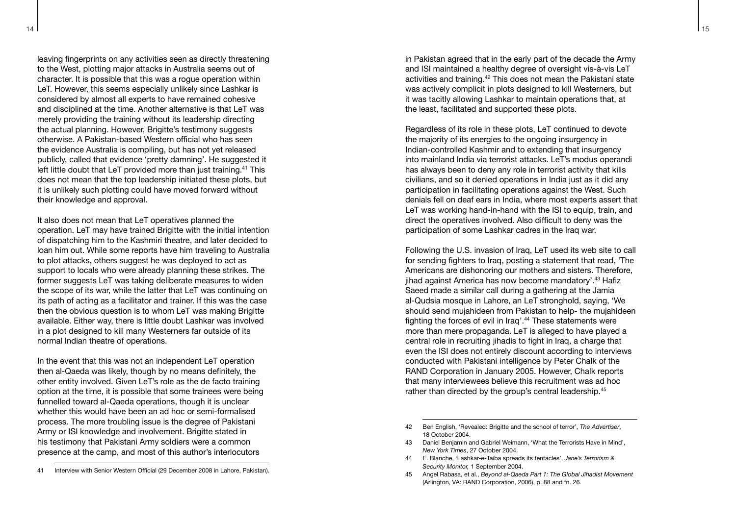leaving fingerprints on any activities seen as directly threatening to the West, plotting major attacks in Australia seems out of character. It is possible that this was a rogue operation within LeT. However, this seems especially unlikely since Lashkar is considered by almost all experts to have remained cohesive and disciplined at the time. Another alternative is that LeT was merely providing the training without its leadership directing the actual planning. However, Brigitte's testimony suggests otherwise. A Pakistan-based Western official who has seen the evidence Australia is compiling, but has not yet released publicly, called that evidence 'pretty damning'. He suggested it left little doubt that LeT provided more than just training.[41] This does not mean that the top leadership initiated these plots, but it is unlikely such plotting could have moved forward without their knowledge and approval.

It also does not mean that LeT operatives planned the operation. LeT may have trained Brigitte with the initial intention of dispatching him to the Kashmiri theatre, and later decided to loan him out. While some reports have him traveling to Australia to plot attacks, others suggest he was deployed to act as support to locals who were already planning these strikes. The former suggests LeT was taking deliberate measures to widen the scope of its war, while the latter that LeT was continuing on its path of acting as a facilitator and trainer. If this was the case then the obvious question is to whom LeT was making Brigitte available. Either way, there is little doubt Lashkar was involved in a plot designed to kill many Westerners far outside of its normal Indian theatre of operations.

In the event that this was not an independent LeT operation then al-Qaeda was likely, though by no means definitely, the other entity involved. Given LeT's role as the de facto training option at the time, it is possible that some trainees were being funnelled toward al-Qaeda operations, though it is unclear whether this would have been an ad hoc or semi-formalised process. The more troubling issue is the degree of Pakistani Army or ISI knowledge and involvement. Brigitte stated in his testimony that Pakistani Army soldiers were a common presence at the camp, and most of this author's interlocutors in Pakistan agreed that in the early part of the decade the Army and ISI maintained a healthy degree of oversight vis-à-vis LeT activities and training.[42] This does not mean the Pakistani state was actively complicit in plots designed to kill Westerners, but it was tacitly allowing Lashkar to maintain operations that, at the least, facilitated and supported these plots.

Regardless of its role in these plots, LeT continued to devote the majority of its energies to the ongoing insurgency in Indian-controlled Kashmir and to extending that insurgency into mainland India via terrorist attacks. LeT's modus operandi has always been to deny any role in terrorist activity that kills civilians, and so it denied operations in India just as it did any participation in facilitating operations against the West. Such denials fell on deaf ears in India, where most experts assert that LeT was working hand-in-hand with the ISI to equip, train, and direct the operatives involved. Also difficult to deny was the participation of some Lashkar cadres in the Iraq war.

Following the U.S. invasion of Iraq, LeT used its web site to call for sending fighters to Iraq, posting a statement that read, 'The Americans are dishonoring our mothers and sisters. Therefore, jihad against America has now become mandatory'.[43] Hafiz Saeed made a similar call during a gathering at the Jamia al-Qudsia mosque in Lahore, an LeT stronghold, saying, 'We should send mujahideen from Pakistan to help- the mujahideen fighting the forces of evil in Iraq'.[44] These statements were more than mere propaganda. LeT is alleged to have played a central role in recruiting jihadis to fight in Iraq, a charge that even the ISI does not entirely discount according to interviews conducted with Pakistani intelligence by Peter Chalk of the RAND Corporation in January 2005. However, Chalk reports that many interviewees believe this recruitment was ad hoc rather than directed by the group's central leadership.[45]

---

41 Interview with Senior Western Official (29 December 2008 in Lahore, Pakistan).

42 Ben English, 'Revealed: Brigitte and the school of terror', *The Advertiser*, 18 October 2004.

43 Daniel Benjamin and Gabriel Weimann, 'What the Terrorists Have in Mind', *New York Times*, 27 October 2004.

44 E. Blanche, 'Lashkar-e-Taiba spreads its tentacles', *Jane's Terrorism & Security Monitor,* 1 September 2004.

45 Angel Rabasa, et al., *Beyond al-Qaeda Part 1: The Global Jihadist Movement* (Arlington, VA: RAND Corporation, 2006), p. 88 and fn. 26.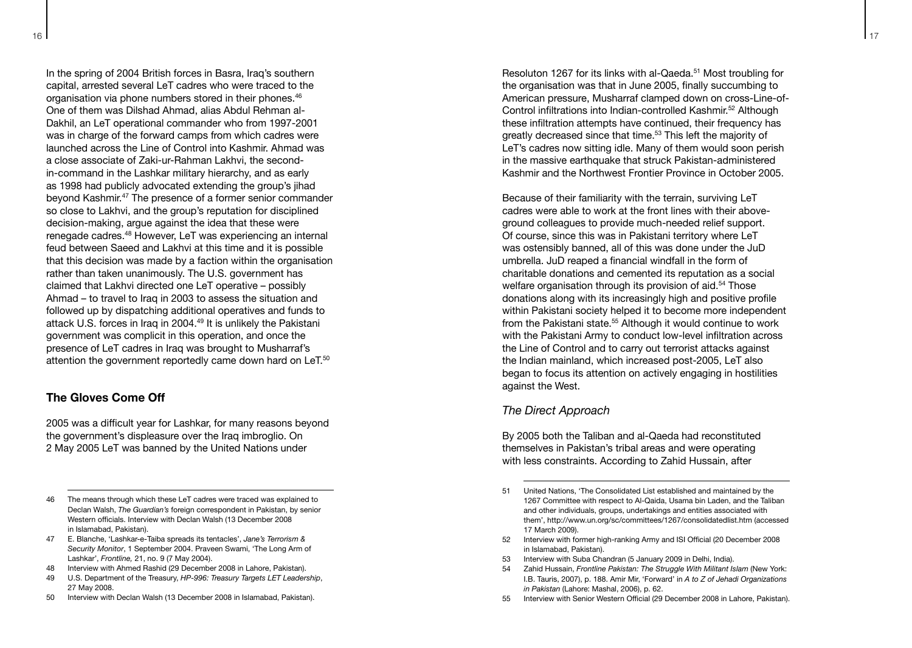In the spring of 2004 British forces in Basra, Iraq's southern capital, arrested several LeT cadres who were traced to the organisation via phone numbers stored in their phones.[46] One of them was Dilshad Ahmad, alias Abdul Rehman al-Dakhil, an LeT operational commander who from 1997-2001 was in charge of the forward camps from which cadres were launched across the Line of Control into Kashmir. Ahmad was a close associate of Zaki-ur-Rahman Lakhvi, the second-in-command in the Lashkar military hierarchy, and as early as 1998 had publicly advocated extending the group's jihad beyond Kashmir.[47] The presence of a former senior commander so close to Lakhvi, and the group's reputation for disciplined decision-making, argue against the idea that these were renegade cadres.[48] However, LeT was experiencing an internal feud between Saeed and Lakhvi at this time and it is possible that this decision was made by a faction within the organisation rather than taken unanimously. The U.S. government has claimed that Lakhvi directed one LeT operative – possibly Ahmad – to travel to Iraq in 2003 to assess the situation and followed up by dispatching additional operatives and funds to attack U.S. forces in Iraq in 2004.[49] It is unlikely the Pakistani government was complicit in this operation, and once the presence of LeT cadres in Iraq was brought to Musharraf's attention the government reportedly came down hard on LeT.[50]

## The Gloves Come Off

2005 was a difficult year for Lashkar, for many reasons beyond the government's displeasure over the Iraq imbroglio. On 2 May 2005 LeT was banned by the United Nations under Resoluton 1267 for its links with al-Qaeda.[51] Most troubling for the organisation was that in June 2005, finally succumbing to American pressure, Musharraf clamped down on cross-Line-of-Control infiltrations into Indian-controlled Kashmir.[52] Although these infiltration attempts have continued, their frequency has greatly decreased since that time.[53] This left the majority of LeT's cadres now sitting idle. Many of them would soon perish in the massive earthquake that struck Pakistan-administered Kashmir and the Northwest Frontier Province in October 2005.

Because of their familiarity with the terrain, surviving LeT cadres were able to work at the front lines with their above-ground colleagues to provide much-needed relief support. Of course, since this was in Pakistani territory where LeT was ostensibly banned, all of this was done under the JuD umbrella. JuD reaped a financial windfall in the form of charitable donations and cemented its reputation as a social welfare organisation through its provision of aid.[54] Those donations along with its increasingly high and positive profile within Pakistani society helped it to become more independent from the Pakistani state.[55] Although it would continue to work with the Pakistani Army to conduct low-level infiltration across the Line of Control and to carry out terrorist attacks against the Indian mainland, which increased post-2005, LeT also began to focus its attention on actively engaging in hostilities against the West.

### *The Direct Approach*

By 2005 both the Taliban and al-Qaeda had reconstituted themselves in Pakistan's tribal areas and were operating with less constraints. According to Zahid Hussain, after

---

46 The means through which these LeT cadres were traced was explained to Declan Walsh, *The Guardian's* foreign correspondent in Pakistan, by senior Western officials. Interview with Declan Walsh (13 December 2008 in Islamabad, Pakistan).

47 E. Blanche, 'Lashkar-e-Taiba spreads its tentacles', *Jane's Terrorism & Security Monitor*, 1 September 2004. Praveen Swami, 'The Long Arm of Lashkar', *Frontline,* 21, no. 9 (7 May 2004).

48 Interview with Ahmed Rashid (29 December 2008 in Lahore, Pakistan).

49 U.S. Department of the Treasury, *HP-996: Treasury Targets LET Leadership*, 27 May 2008.

50 Interview with Declan Walsh (13 December 2008 in Islamabad, Pakistan).

51 United Nations, 'The Consolidated List established and maintained by the 1267 Committee with respect to Al-Qaida, Usama bin Laden, and the Taliban and other individuals, groups, undertakings and entities associated with them', http://www.un.org/sc/committees/1267/consolidatedlist.htm (accessed 17 March 2009).

52 Interview with former high-ranking Army and ISI Official (20 December 2008 in Islamabad, Pakistan).

53 Interview with Suba Chandran (5 January 2009 in Delhi, India).

54 Zahid Hussain, *Frontline Pakistan: The Struggle With Militant Islam* (New York: I.B. Tauris, 2007), p. 188. Amir Mir, 'Forward' in *A to Z of Jehadi Organizations in Pakistan* (Lahore: Mashal, 2006), p. 62.

55 Interview with Senior Western Official (29 December 2008 in Lahore, Pakistan).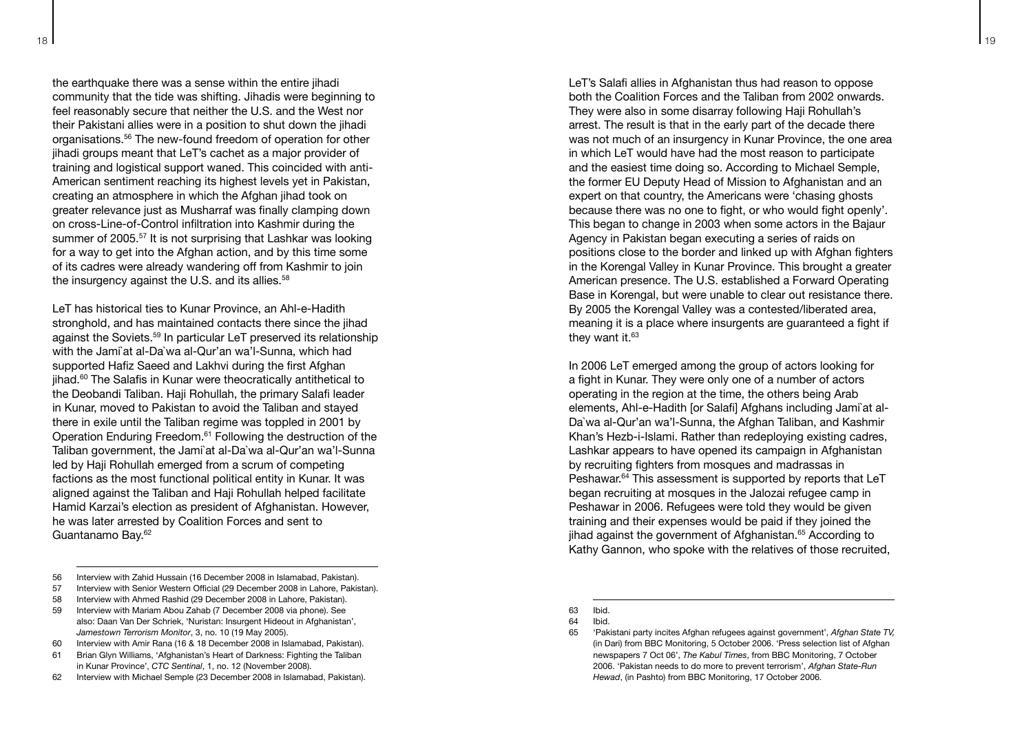the earthquake there was a sense within the entire jihadi community that the tide was shifting. Jihadis were beginning to feel reasonably secure that neither the U.S. and the West nor their Pakistani allies were in a position to shut down the jihadi organisations.[56] The new-found freedom of operation for other jihadi groups meant that LeT's cachet as a major provider of training and logistical support waned. This coincided with anti-American sentiment reaching its highest levels yet in Pakistan, creating an atmosphere in which the Afghan jihad took on greater relevance just as Musharraf was finally clamping down on cross-Line-of-Control infiltration into Kashmir during the summer of 2005.[57] It is not surprising that Lashkar was looking for a way to get into the Afghan action, and by this time some of its cadres were already wandering off from Kashmir to join the insurgency against the U.S. and its allies.[58]

LeT has historical ties to Kunar Province, an Ahl-e-Hadith stronghold, and has maintained contacts there since the jihad against the Soviets.[59] In particular LeT preserved its relationship with the Jami`at al-Da`wa al-Qur'an wa'l-Sunna, which had supported Hafiz Saeed and Lakhvi during the first Afghan jihad.[60] The Salafis in Kunar were theocratically antithetical to the Deobandi Taliban. Haji Rohullah, the primary Salafi leader in Kunar, moved to Pakistan to avoid the Taliban and stayed there in exile until the Taliban regime was toppled in 2001 by Operation Enduring Freedom.[61] Following the destruction of the Taliban government, the Jami`at al-Da`wa al-Qur'an wa'l-Sunna led by Haji Rohullah emerged from a scrum of competing factions as the most functional political entity in Kunar. It was aligned against the Taliban and Haji Rohullah helped facilitate Hamid Karzai's election as president of Afghanistan. However, he was later arrested by Coalition Forces and sent to Guantanamo Bay.[62]

LeT's Salafi allies in Afghanistan thus had reason to oppose both the Coalition Forces and the Taliban from 2002 onwards. They were also in some disarray following Haji Rohullah's arrest. The result is that in the early part of the decade there was not much of an insurgency in Kunar Province, the one area in which LeT would have had the most reason to participate and the easiest time doing so. According to Michael Semple, the former EU Deputy Head of Mission to Afghanistan and an expert on that country, the Americans were 'chasing ghosts because there was no one to fight, or who would fight openly'. This began to change in 2003 when some actors in the Bajaur Agency in Pakistan began executing a series of raids on positions close to the border and linked up with Afghan fighters in the Korengal Valley in Kunar Province. This brought a greater American presence. The U.S. established a Forward Operating Base in Korengal, but were unable to clear out resistance there. By 2005 the Korengal Valley was a contested/liberated area, meaning it is a place where insurgents are guaranteed a fight if they want it.[63]

In 2006 LeT emerged among the group of actors looking for a fight in Kunar. They were only one of a number of actors operating in the region at the time, the others being Arab elements, Ahl-e-Hadith [or Salafi] Afghans including Jami`at al-Da`wa al-Qur'an wa'l-Sunna, the Afghan Taliban, and Kashmir Khan's Hezb-i-Islami. Rather than redeploying existing cadres, Lashkar appears to have opened its campaign in Afghanistan by recruiting fighters from mosques and madrassas in Peshawar.[64] This assessment is supported by reports that LeT began recruiting at mosques in the Jalozai refugee camp in Peshawar in 2006. Refugees were told they would be given training and their expenses would be paid if they joined the jihad against the government of Afghanistan.[65] According to Kathy Gannon, who spoke with the relatives of those recruited,

---

56 Interview with Zahid Hussain (16 December 2008 in Islamabad, Pakistan).

57 Interview with Senior Western Official (29 December 2008 in Lahore, Pakistan).

58 Interview with Ahmed Rashid (29 December 2008 in Lahore, Pakistan).

59 Interview with Mariam Abou Zahab (7 December 2008 via phone). See also: Daan Van Der Schriek, 'Nuristan: Insurgent Hideout in Afghanistan', *Jamestown Terrorism Monitor*, 3, no. 10 (19 May 2005).

60 Interview with Amir Rana (16 & 18 December 2008 in Islamabad, Pakistan).

61 Brian Glyn Williams, 'Afghanistan's Heart of Darkness: Fighting the Taliban in Kunar Province', *CTC Sentinal*, 1, no. 12 (November 2008).

62 Interview with Michael Semple (23 December 2008 in Islamabad, Pakistan).

63 Ibid.

64 Ibid.

65 'Pakistani party incites Afghan refugees against government', *Afghan State TV,* (in Dari) from BBC Monitoring, 5 October 2006. 'Press selection list of Afghan newspapers 7 Oct 06', *The Kabul Times*, from BBC Monitoring, 7 October 2006. 'Pakistan needs to do more to prevent terrorism', *Afghan State-Run Hewad*, (in Pashto) from BBC Monitoring, 17 October 2006.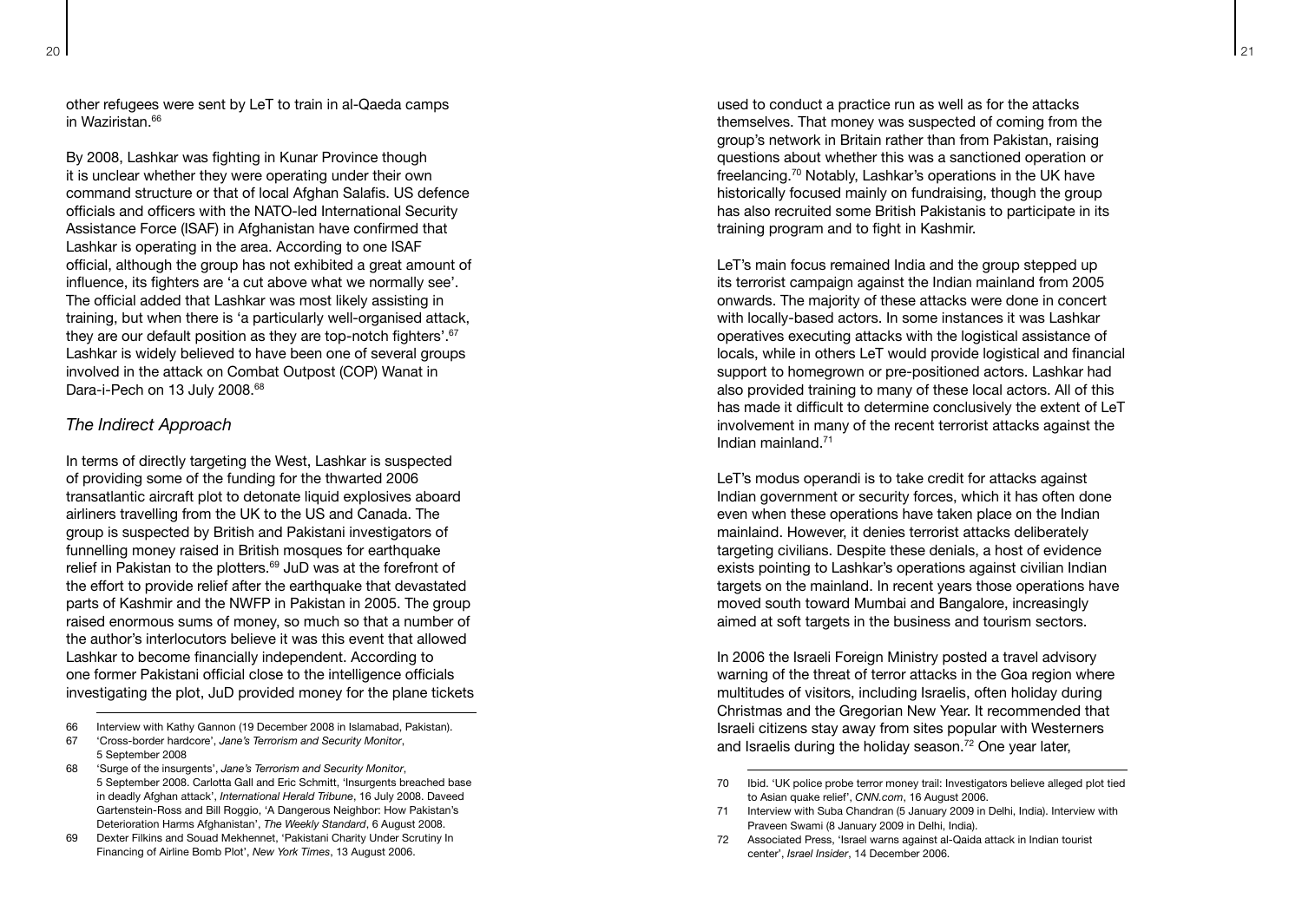other refugees were sent by LeT to train in al-Qaeda camps in Waziristan.[66]

By 2008, Lashkar was fighting in Kunar Province though it is unclear whether they were operating under their own command structure or that of local Afghan Salafis. US defence officials and officers with the NATO-led International Security Assistance Force (ISAF) in Afghanistan have confirmed that Lashkar is operating in the area. According to one ISAF official, although the group has not exhibited a great amount of influence, its fighters are 'a cut above what we normally see'. The official added that Lashkar was most likely assisting in training, but when there is 'a particularly well-organised attack, they are our default position as they are top-notch fighters'.[67] Lashkar is widely believed to have been one of several groups involved in the attack on Combat Outpost (COP) Wanat in Dara-i-Pech on 13 July 2008.[68]

## *The Indirect Approach*

In terms of directly targeting the West, Lashkar is suspected of providing some of the funding for the thwarted 2006 transatlantic aircraft plot to detonate liquid explosives aboard airliners travelling from the UK to the US and Canada. The group is suspected by British and Pakistani investigators of funnelling money raised in British mosques for earthquake relief in Pakistan to the plotters.[69] JuD was at the forefront of the effort to provide relief after the earthquake that devastated parts of Kashmir and the NWFP in Pakistan in 2005. The group raised enormous sums of money, so much so that a number of the author's interlocutors believe it was this event that allowed Lashkar to become financially independent. According to one former Pakistani official close to the intelligence officials investigating the plot, JuD provided money for the plane tickets used to conduct a practice run as well as for the attacks themselves. That money was suspected of coming from the group's network in Britain rather than from Pakistan, raising questions about whether this was a sanctioned operation or freelancing.[70] Notably, Lashkar's operations in the UK have historically focused mainly on fundraising, though the group has also recruited some British Pakistanis to participate in its training program and to fight in Kashmir.

LeT's main focus remained India and the group stepped up its terrorist campaign against the Indian mainland from 2005 onwards. The majority of these attacks were done in concert with locally-based actors. In some instances it was Lashkar operatives executing attacks with the logistical assistance of locals, while in others LeT would provide logistical and financial support to homegrown or pre-positioned actors. Lashkar had also provided training to many of these local actors. All of this has made it difficult to determine conclusively the extent of LeT involvement in many of the recent terrorist attacks against the Indian mainland.[71]

LeT's modus operandi is to take credit for attacks against Indian government or security forces, which it has often done even when these operations have taken place on the Indian mainlaind. However, it denies terrorist attacks deliberately targeting civilians. Despite these denials, a host of evidence exists pointing to Lashkar's operations against civilian Indian targets on the mainland. In recent years those operations have moved south toward Mumbai and Bangalore, increasingly aimed at soft targets in the business and tourism sectors.

In 2006 the Israeli Foreign Ministry posted a travel advisory warning of the threat of terror attacks in the Goa region where multitudes of visitors, including Israelis, often holiday during Christmas and the Gregorian New Year. It recommended that Israeli citizens stay away from sites popular with Westerners and Israelis during the holiday season.[72] One year later,

---

66 Interview with Kathy Gannon (19 December 2008 in Islamabad, Pakistan).

67 'Cross-border hardcore', *Jane's Terrorism and Security Monitor*, 5 September 2008

68 'Surge of the insurgents', *Jane's Terrorism and Security Monitor*, 5 September 2008. Carlotta Gall and Eric Schmitt, 'Insurgents breached base in deadly Afghan attack', *International Herald Tribune*, 16 July 2008. Daveed Gartenstein-Ross and Bill Roggio, 'A Dangerous Neighbor: How Pakistan's Deterioration Harms Afghanistan', *The Weekly Standard*, 6 August 2008.

69 Dexter Filkins and Souad Mekhennet, 'Pakistani Charity Under Scrutiny In Financing of Airline Bomb Plot', *New York Times*, 13 August 2006.

70 Ibid. 'UK police probe terror money trail: Investigators believe alleged plot tied to Asian quake relief', *CNN.com*, 16 August 2006.

71 Interview with Suba Chandran (5 January 2009 in Delhi, India). Interview with Praveen Swami (8 January 2009 in Delhi, India).

72 Associated Press, 'Israel warns against al-Qaida attack in Indian tourist center', *Israel Insider*, 14 December 2006.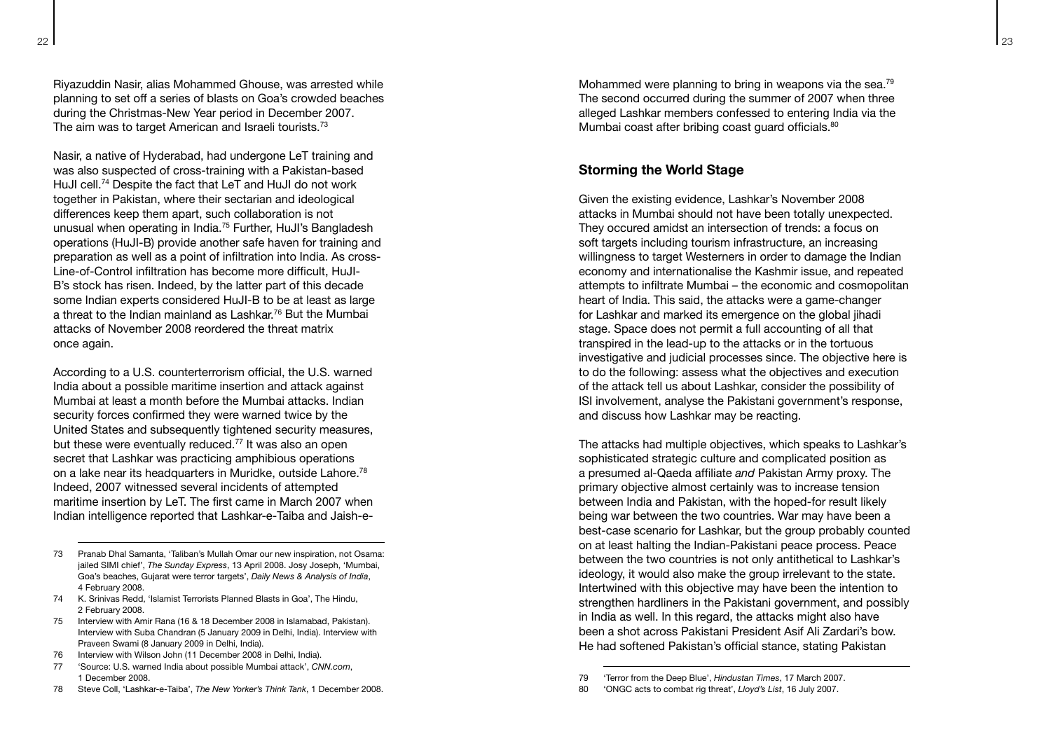Riyazuddin Nasir, alias Mohammed Ghouse, was arrested while planning to set off a series of blasts on Goa's crowded beaches during the Christmas-New Year period in December 2007. The aim was to target American and Israeli tourists.[73]

Nasir, a native of Hyderabad, had undergone LeT training and was also suspected of cross-training with a Pakistan-based HuJI cell.[74] Despite the fact that LeT and HuJI do not work together in Pakistan, where their sectarian and ideological differences keep them apart, such collaboration is not unusual when operating in India.[75] Further, HuJI's Bangladesh operations (HuJI-B) provide another safe haven for training and preparation as well as a point of infiltration into India. As cross-Line-of-Control infiltration has become more difficult, HuJI-B's stock has risen. Indeed, by the latter part of this decade some Indian experts considered HuJI-B to be at least as large a threat to the Indian mainland as Lashkar.[76] But the Mumbai attacks of November 2008 reordered the threat matrix once again.

According to a U.S. counterterrorism official, the U.S. warned India about a possible maritime insertion and attack against Mumbai at least a month before the Mumbai attacks. Indian security forces confirmed they were warned twice by the United States and subsequently tightened security measures, but these were eventually reduced.[77] It was also an open secret that Lashkar was practicing amphibious operations on a lake near its headquarters in Muridke, outside Lahore.[78] Indeed, 2007 witnessed several incidents of attempted maritime insertion by LeT. The first came in March 2007 when Indian intelligence reported that Lashkar-e-Taiba and Jaish-e-Mohammed were planning to bring in weapons via the sea.[79] The second occurred during the summer of 2007 when three alleged Lashkar members confessed to entering India via the Mumbai coast after bribing coast guard officials.[80]

### Storming the World Stage

Given the existing evidence, Lashkar's November 2008 attacks in Mumbai should not have been totally unexpected. They occured amidst an intersection of trends: a focus on soft targets including tourism infrastructure, an increasing willingness to target Westerners in order to damage the Indian economy and internationalise the Kashmir issue, and repeated attempts to infiltrate Mumbai – the economic and cosmopolitan heart of India. This said, the attacks were a game-changer for Lashkar and marked its emergence on the global jihadi stage. Space does not permit a full accounting of all that transpired in the lead-up to the attacks or in the tortuous investigative and judicial processes since. The objective here is to do the following: assess what the objectives and execution of the attack tell us about Lashkar, consider the possibility of ISI involvement, analyse the Pakistani government's response, and discuss how Lashkar may be reacting.

The attacks had multiple objectives, which speaks to Lashkar's sophisticated strategic culture and complicated position as a presumed al-Qaeda affiliate *and* Pakistan Army proxy. The primary objective almost certainly was to increase tension between India and Pakistan, with the hoped-for result likely being war between the two countries. War may have been a best-case scenario for Lashkar, but the group probably counted on at least halting the Indian-Pakistani peace process. Peace between the two countries is not only antithetical to Lashkar's ideology, it would also make the group irrelevant to the state. Intertwined with this objective may have been the intention to strengthen hardliners in the Pakistani government, and possibly in India as well. In this regard, the attacks might also have been a shot across Pakistani President Asif Ali Zardari's bow. He had softened Pakistan's official stance, stating Pakistan

---

73 Pranab Dhal Samanta, 'Taliban's Mullah Omar our new inspiration, not Osama: jailed SIMI chief', *The Sunday Express*, 13 April 2008. Josy Joseph, 'Mumbai, Goa's beaches, Gujarat were terror targets', *Daily News & Analysis of India*, 4 February 2008.

74 K. Srinivas Redd, 'Islamist Terrorists Planned Blasts in Goa', The Hindu, 2 February 2008.

75 Interview with Amir Rana (16 & 18 December 2008 in Islamabad, Pakistan). Interview with Suba Chandran (5 January 2009 in Delhi, India). Interview with Praveen Swami (8 January 2009 in Delhi, India).

76 Interview with Wilson John (11 December 2008 in Delhi, India).

77 'Source: U.S. warned India about possible Mumbai attack', *CNN.com*, 1 December 2008.

78 Steve Coll, 'Lashkar-e-Taiba', *The New Yorker's Think Tank*, 1 December 2008.

79 'Terror from the Deep Blue', *Hindustan Times*, 17 March 2007.

80 'ONGC acts to combat rig threat', *Lloyd's List*, 16 July 2007.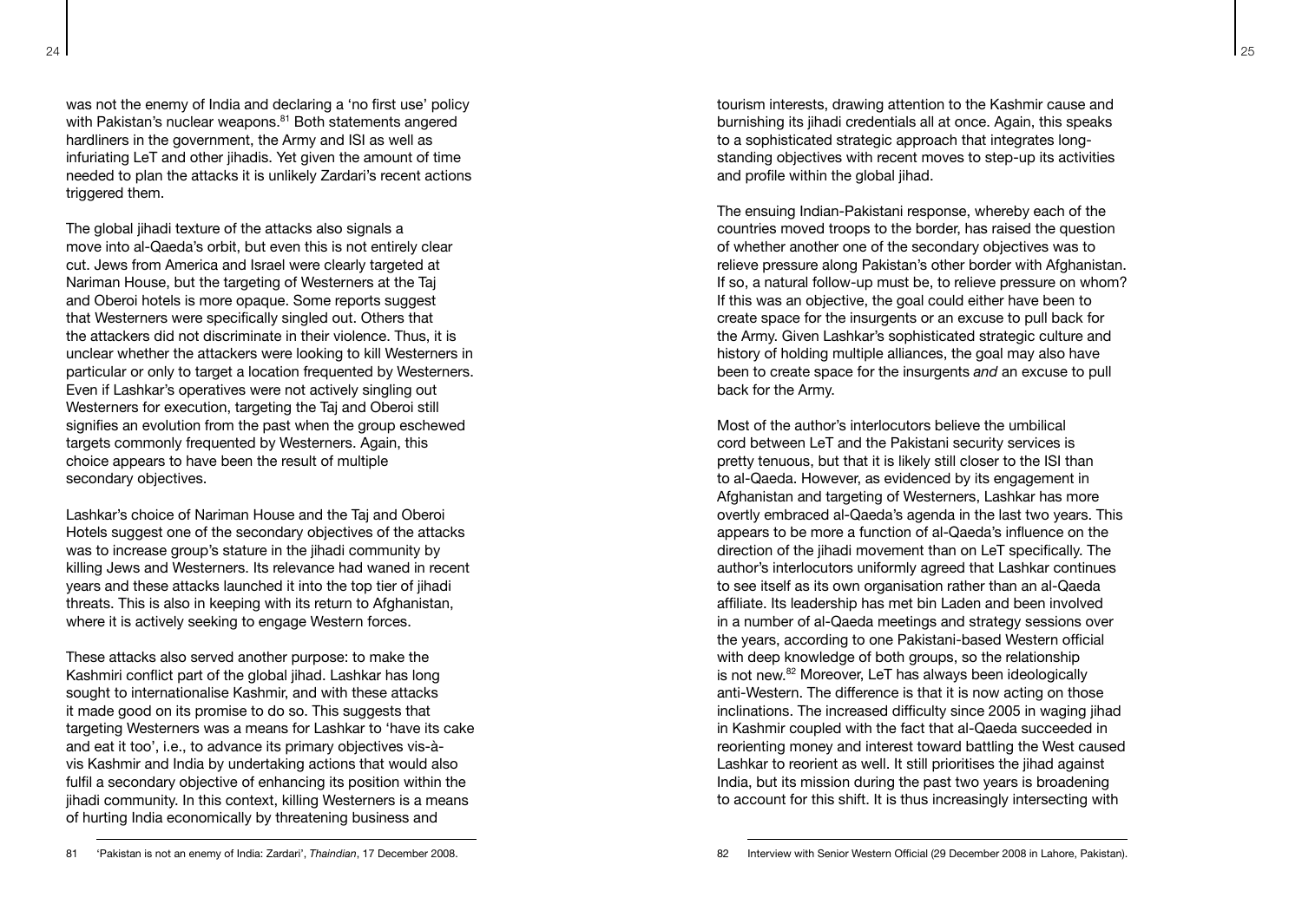was not the enemy of India and declaring a 'no first use' policy with Pakistan's nuclear weapons.[81] Both statements angered hardliners in the government, the Army and ISI as well as infuriating LeT and other jihadis. Yet given the amount of time needed to plan the attacks it is unlikely Zardari's recent actions triggered them.

The global jihadi texture of the attacks also signals a move into al-Qaeda's orbit, but even this is not entirely clear cut. Jews from America and Israel were clearly targeted at Nariman House, but the targeting of Westerners at the Taj and Oberoi hotels is more opaque. Some reports suggest that Westerners were specifically singled out. Others that the attackers did not discriminate in their violence. Thus, it is unclear whether the attackers were looking to kill Westerners in particular or only to target a location frequented by Westerners. Even if Lashkar's operatives were not actively singling out Westerners for execution, targeting the Taj and Oberoi still signifies an evolution from the past when the group eschewed targets commonly frequented by Westerners. Again, this choice appears to have been the result of multiple secondary objectives.

Lashkar's choice of Nariman House and the Taj and Oberoi Hotels suggest one of the secondary objectives of the attacks was to increase group's stature in the jihadi community by killing Jews and Westerners. Its relevance had waned in recent years and these attacks launched it into the top tier of jihadi threats. This is also in keeping with its return to Afghanistan, where it is actively seeking to engage Western forces.

These attacks also served another purpose: to make the Kashmiri conflict part of the global jihad. Lashkar has long sought to internationalise Kashmir, and with these attacks it made good on its promise to do so. This suggests that targeting Westerners was a means for Lashkar to 'have its cake and eat it too', i.e., to advance its primary objectives vis-à-vis Kashmir and India by undertaking actions that would also fulfil a secondary objective of enhancing its position within the jihadi community. In this context, killing Westerners is a means of hurting India economically by threatening business and tourism interests, drawing attention to the Kashmir cause and burnishing its jihadi credentials all at once. Again, this speaks to a sophisticated strategic approach that integrates long-standing objectives with recent moves to step-up its activities and profile within the global jihad.

The ensuing Indian-Pakistani response, whereby each of the countries moved troops to the border, has raised the question of whether another one of the secondary objectives was to relieve pressure along Pakistan's other border with Afghanistan. If so, a natural follow-up must be, to relieve pressure on whom? If this was an objective, the goal could either have been to create space for the insurgents or an excuse to pull back for the Army. Given Lashkar's sophisticated strategic culture and history of holding multiple alliances, the goal may also have been to create space for the insurgents *and* an excuse to pull back for the Army.

Most of the author's interlocutors believe the umbilical cord between LeT and the Pakistani security services is pretty tenuous, but that it is likely still closer to the ISI than to al-Qaeda. However, as evidenced by its engagement in Afghanistan and targeting of Westerners, Lashkar has more overtly embraced al-Qaeda's agenda in the last two years. This appears to be more a function of al-Qaeda's influence on the direction of the jihadi movement than on LeT specifically. The author's interlocutors uniformly agreed that Lashkar continues to see itself as its own organisation rather than an al-Qaeda affiliate. Its leadership has met bin Laden and been involved in a number of al-Qaeda meetings and strategy sessions over the years, according to one Pakistani-based Western official with deep knowledge of both groups, so the relationship is not new.[82] Moreover, LeT has always been ideologically anti-Western. The difference is that it is now acting on those inclinations. The increased difficulty since 2005 in waging jihad in Kashmir coupled with the fact that al-Qaeda succeeded in reorienting money and interest toward battling the West caused Lashkar to reorient as well. It still prioritises the jihad against India, but its mission during the past two years is broadening to account for this shift. It is thus increasingly intersecting with

---

81 'Pakistan is not an enemy of India: Zardari', *Thaindian*, 17 December 2008.

82 Interview with Senior Western Official (29 December 2008 in Lahore, Pakistan).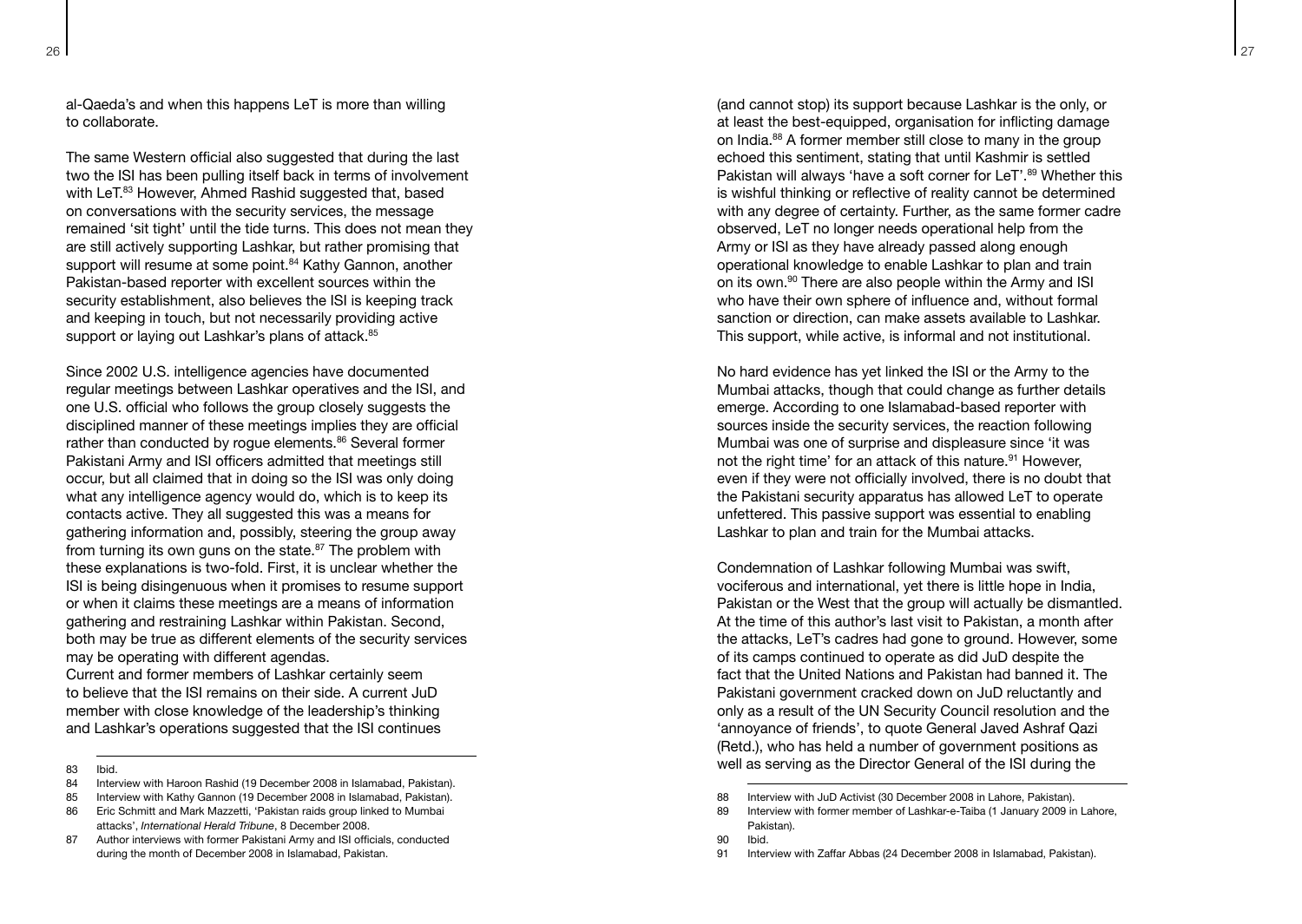al-Qaeda's and when this happens LeT is more than willing to collaborate.

The same Western official also suggested that during the last two the ISI has been pulling itself back in terms of involvement with LeT.[83] However, Ahmed Rashid suggested that, based on conversations with the security services, the message remained 'sit tight' until the tide turns. This does not mean they are still actively supporting Lashkar, but rather promising that support will resume at some point.[84] Kathy Gannon, another Pakistan-based reporter with excellent sources within the security establishment, also believes the ISI is keeping track and keeping in touch, but not necessarily providing active support or laying out Lashkar's plans of attack.[85]

Since 2002 U.S. intelligence agencies have documented regular meetings between Lashkar operatives and the ISI, and one U.S. official who follows the group closely suggests the disciplined manner of these meetings implies they are official rather than conducted by rogue elements.[86] Several former Pakistani Army and ISI officers admitted that meetings still occur, but all claimed that in doing so the ISI was only doing what any intelligence agency would do, which is to keep its contacts active. They all suggested this was a means for gathering information and, possibly, steering the group away from turning its own guns on the state.[87] The problem with these explanations is two-fold. First, it is unclear whether the ISI is being disingenuous when it promises to resume support or when it claims these meetings are a means of information gathering and restraining Lashkar within Pakistan. Second, both may be true as different elements of the security services may be operating with different agendas.

Current and former members of Lashkar certainly seem to believe that the ISI remains on their side. A current JuD member with close knowledge of the leadership's thinking and Lashkar's operations suggested that the ISI continues (and cannot stop) its support because Lashkar is the only, or at least the best-equipped, organisation for inflicting damage on India.[88] A former member still close to many in the group echoed this sentiment, stating that until Kashmir is settled Pakistan will always 'have a soft corner for LeT'.[89] Whether this is wishful thinking or reflective of reality cannot be determined with any degree of certainty. Further, as the same former cadre observed, LeT no longer needs operational help from the Army or ISI as they have already passed along enough operational knowledge to enable Lashkar to plan and train on its own.[90] There are also people within the Army and ISI who have their own sphere of influence and, without formal sanction or direction, can make assets available to Lashkar. This support, while active, is informal and not institutional.

No hard evidence has yet linked the ISI or the Army to the Mumbai attacks, though that could change as further details emerge. According to one Islamabad-based reporter with sources inside the security services, the reaction following Mumbai was one of surprise and displeasure since 'it was not the right time' for an attack of this nature.[91] However, even if they were not officially involved, there is no doubt that the Pakistani security apparatus has allowed LeT to operate unfettered. This passive support was essential to enabling Lashkar to plan and train for the Mumbai attacks.

Condemnation of Lashkar following Mumbai was swift, vociferous and international, yet there is little hope in India, Pakistan or the West that the group will actually be dismantled. At the time of this author's last visit to Pakistan, a month after the attacks, LeT's cadres had gone to ground. However, some of its camps continued to operate as did JuD despite the fact that the United Nations and Pakistan had banned it. The Pakistani government cracked down on JuD reluctantly and only as a result of the UN Security Council resolution and the 'annoyance of friends', to quote General Javed Ashraf Qazi (Retd.), who has held a number of government positions as well as serving as the Director General of the ISI during the

---

83 Ibid.
84 Interview with Haroon Rashid (19 December 2008 in Islamabad, Pakistan).
85 Interview with Kathy Gannon (19 December 2008 in Islamabad, Pakistan).
86 Eric Schmitt and Mark Mazzetti, 'Pakistan raids group linked to Mumbai attacks', *International Herald Tribune*, 8 December 2008.
87 Author interviews with former Pakistani Army and ISI officials, conducted during the month of December 2008 in Islamabad, Pakistan.
88 Interview with JuD Activist (30 December 2008 in Lahore, Pakistan).
89 Interview with former member of Lashkar-e-Taiba (1 January 2009 in Lahore, Pakistan).
90 Ibid.
91 Interview with Zaffar Abbas (24 December 2008 in Islamabad, Pakistan).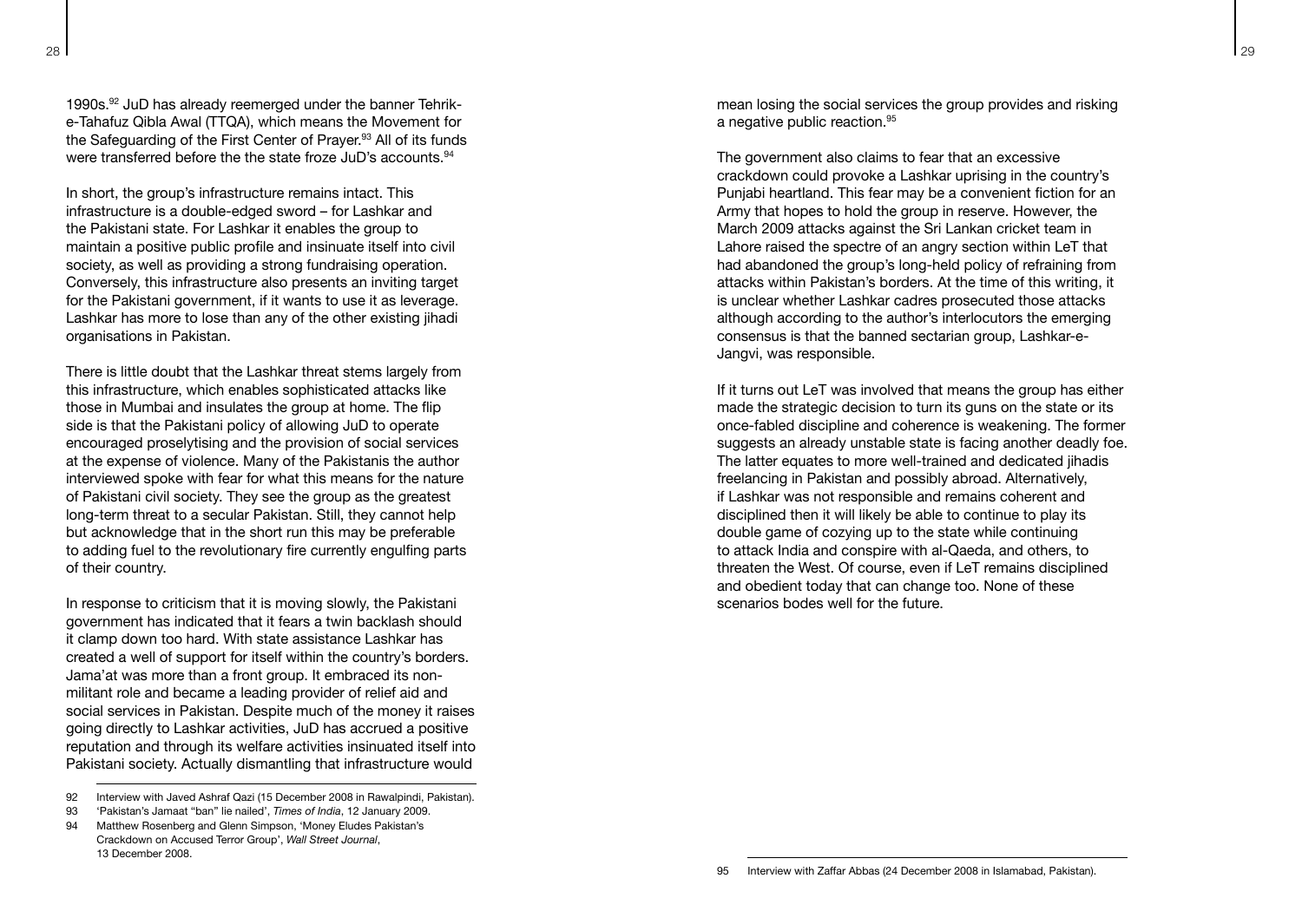1990s.[92] JuD has already reemerged under the banner Tehrik-e-Tahafuz Qibla Awal (TTQA), which means the Movement for the Safeguarding of the First Center of Prayer.[93] All of its funds were transferred before the the state froze JuD's accounts.[94]

In short, the group's infrastructure remains intact. This infrastructure is a double-edged sword – for Lashkar and the Pakistani state. For Lashkar it enables the group to maintain a positive public profile and insinuate itself into civil society, as well as providing a strong fundraising operation. Conversely, this infrastructure also presents an inviting target for the Pakistani government, if it wants to use it as leverage. Lashkar has more to lose than any of the other existing jihadi organisations in Pakistan.

There is little doubt that the Lashkar threat stems largely from this infrastructure, which enables sophisticated attacks like those in Mumbai and insulates the group at home. The flip side is that the Pakistani policy of allowing JuD to operate encouraged proselytising and the provision of social services at the expense of violence. Many of the Pakistanis the author interviewed spoke with fear for what this means for the nature of Pakistani civil society. They see the group as the greatest long-term threat to a secular Pakistan. Still, they cannot help but acknowledge that in the short run this may be preferable to adding fuel to the revolutionary fire currently engulfing parts of their country.

In response to criticism that it is moving slowly, the Pakistani government has indicated that it fears a twin backlash should it clamp down too hard. With state assistance Lashkar has created a well of support for itself within the country's borders. Jama'at was more than a front group. It embraced its non-militant role and became a leading provider of relief aid and social services in Pakistan. Despite much of the money it raises going directly to Lashkar activities, JuD has accrued a positive reputation and through its welfare activities insinuated itself into Pakistani society. Actually dismantling that infrastructure would mean losing the social services the group provides and risking a negative public reaction.[95]

The government also claims to fear that an excessive crackdown could provoke a Lashkar uprising in the country's Punjabi heartland. This fear may be a convenient fiction for an Army that hopes to hold the group in reserve. However, the March 2009 attacks against the Sri Lankan cricket team in Lahore raised the spectre of an angry section within LeT that had abandoned the group's long-held policy of refraining from attacks within Pakistan's borders. At the time of this writing, it is unclear whether Lashkar cadres prosecuted those attacks although according to the author's interlocutors the emerging consensus is that the banned sectarian group, Lashkar-e-Jangvi, was responsible.

If it turns out LeT was involved that means the group has either made the strategic decision to turn its guns on the state or its once-fabled discipline and coherence is weakening. The former suggests an already unstable state is facing another deadly foe. The latter equates to more well-trained and dedicated jihadis freelancing in Pakistan and possibly abroad. Alternatively, if Lashkar was not responsible and remains coherent and disciplined then it will likely be able to continue to play its double game of cozying up to the state while continuing to attack India and conspire with al-Qaeda, and others, to threaten the West. Of course, even if LeT remains disciplined and obedient today that can change too. None of these scenarios bodes well for the future.

---

92 Interview with Javed Ashraf Qazi (15 December 2008 in Rawalpindi, Pakistan).

93 'Pakistan's Jamaat "ban" lie nailed', *Times of India*, 12 January 2009.

94 Matthew Rosenberg and Glenn Simpson, 'Money Eludes Pakistan's Crackdown on Accused Terror Group', *Wall Street Journal*, 13 December 2008.

95 Interview with Zaffar Abbas (24 December 2008 in Islamabad, Pakistan).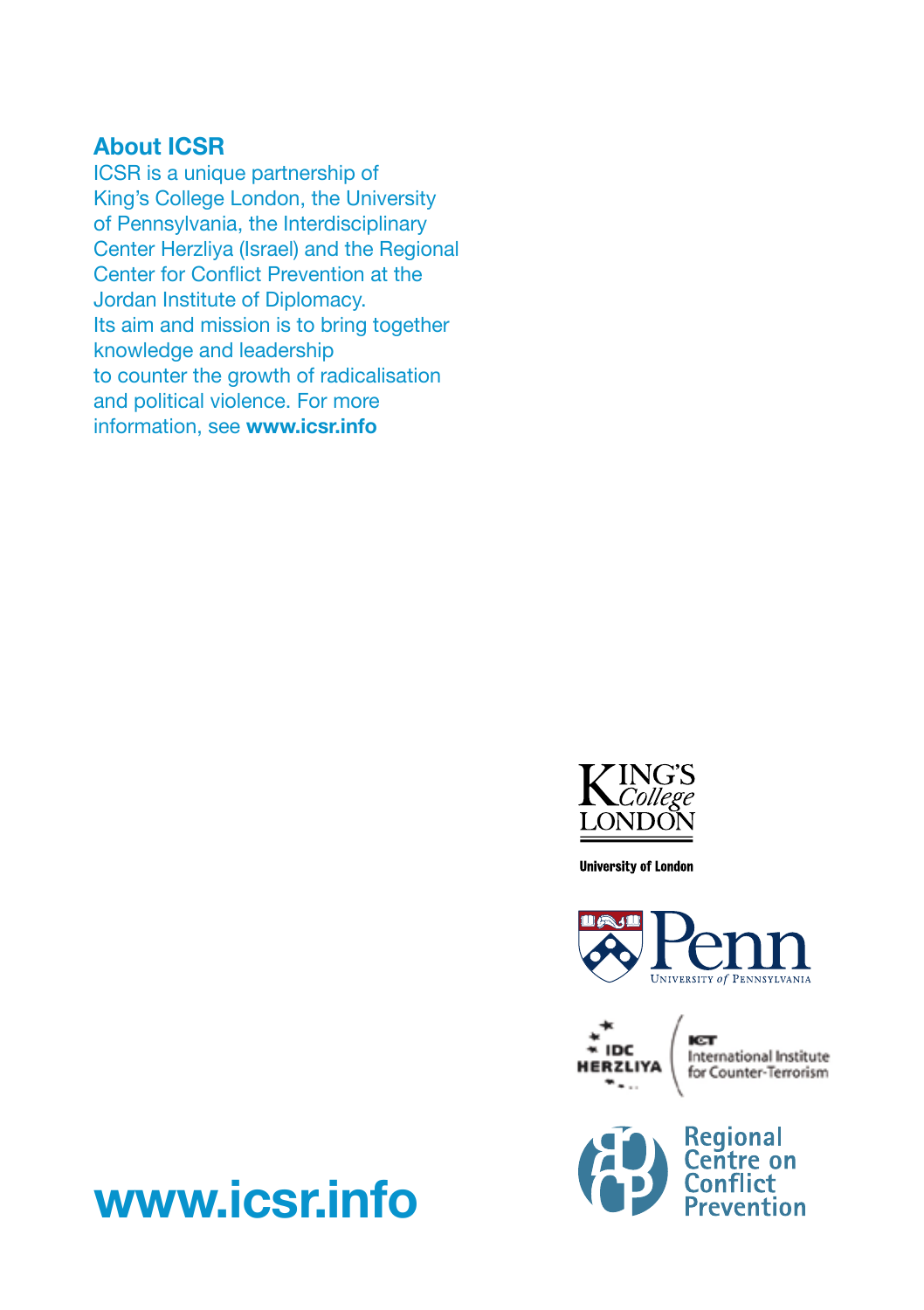## About ICSR

ICSR is a unique partnership of King's College London, the University of Pennsylvania, the Interdisciplinary Center Herzliya (Israel) and the Regional Center for Conflict Prevention at the Jordan Institute of Diplomacy.
Its aim and mission is to bring together knowledge and leadership to counter the growth of radicalisation and political violence. For more information, see **www.icsr.info**

KING'S College LONDON

University of London

Penn

UNIVERSITY *of* PENNSYLVANIA

IDC HERZLIYA

ICT International Institute for Counter-Terrorism

Regional Centre on Conflict Prevention

# www.icsr.info